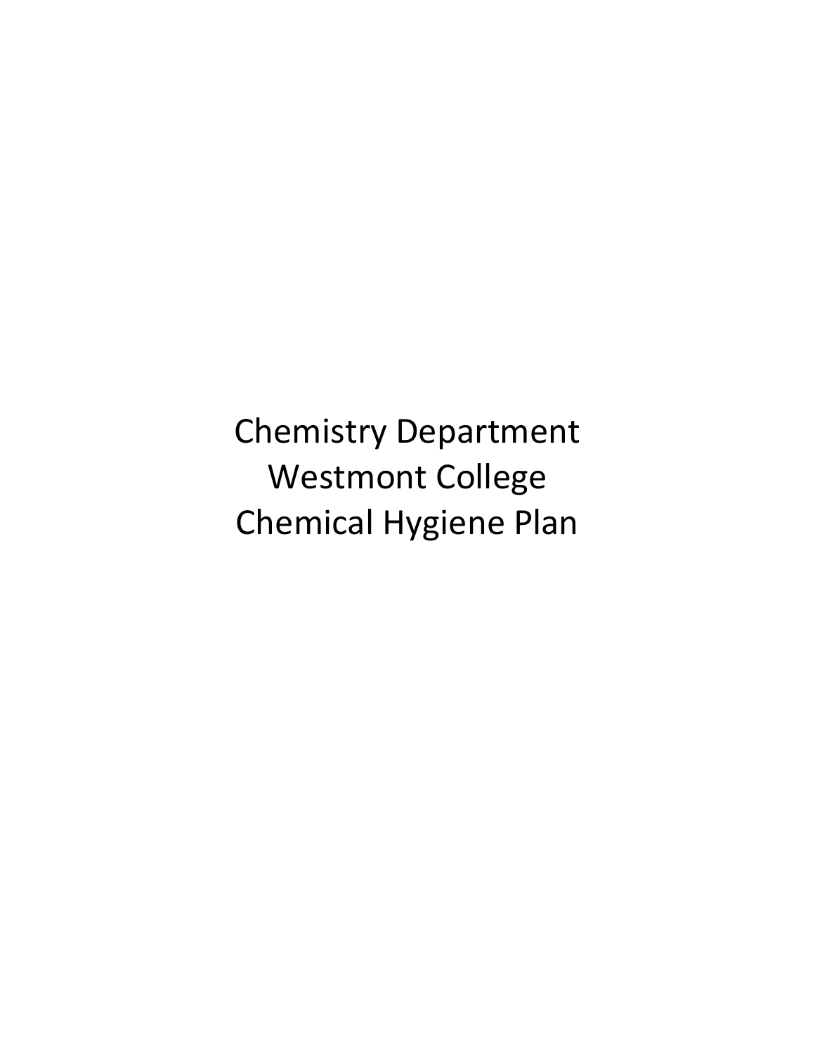# Chemistry Department
# Westmont College
# Chemical Hygiene Plan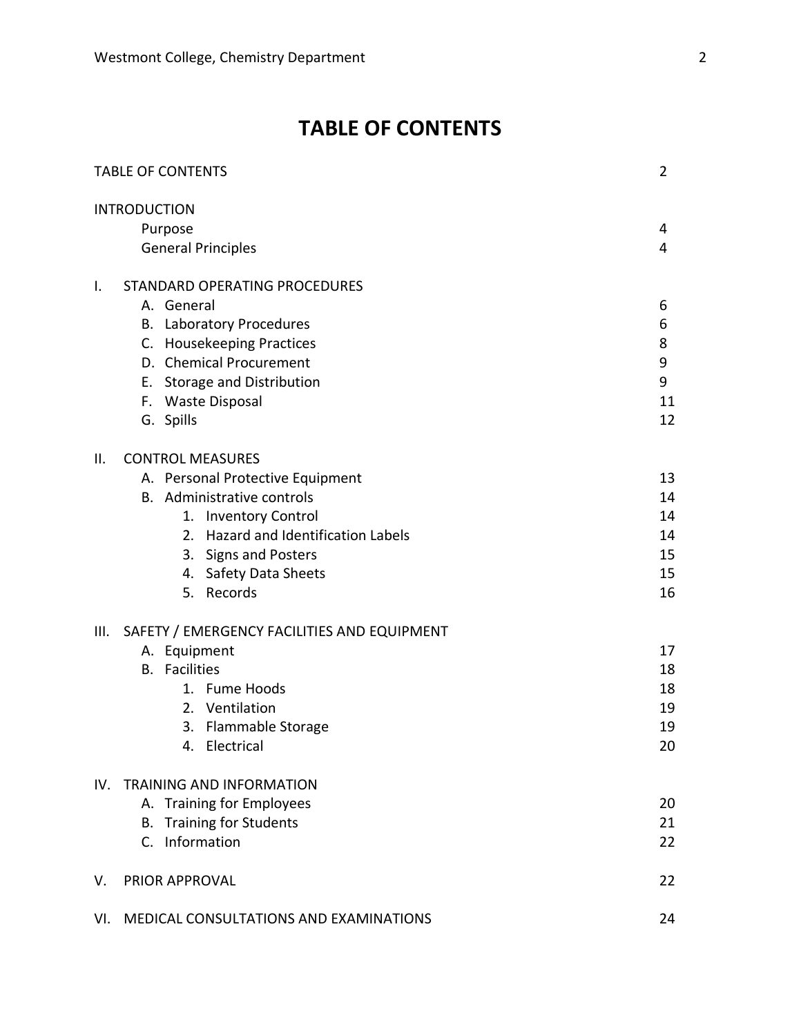# TABLE OF CONTENTS

| | |
|---|---|
| TABLE OF CONTENTS | 2 |
| INTRODUCTION | |
| Purpose | 4 |
| General Principles | 4 |
| I. STANDARD OPERATING PROCEDURES | |
| A. General | 6 |
| B. Laboratory Procedures | 6 |
| C. Housekeeping Practices | 8 |
| D. Chemical Procurement | 9 |
| E. Storage and Distribution | 9 |
| F. Waste Disposal | 11 |
| G. Spills | 12 |
| II. CONTROL MEASURES | |
| A. Personal Protective Equipment | 13 |
| B. Administrative controls | 14 |
| 1. Inventory Control | 14 |
| 2. Hazard and Identification Labels | 14 |
| 3. Signs and Posters | 15 |
| 4. Safety Data Sheets | 15 |
| 5. Records | 16 |
| III. SAFETY / EMERGENCY FACILITIES AND EQUIPMENT | |
| A. Equipment | 17 |
| B. Facilities | 18 |
| 1. Fume Hoods | 18 |
| 2. Ventilation | 19 |
| 3. Flammable Storage | 19 |
| 4. Electrical | 20 |
| IV. TRAINING AND INFORMATION | |
| A. Training for Employees | 20 |
| B. Training for Students | 21 |
| C. Information | 22 |
| V. PRIOR APPROVAL | 22 |
| VI. MEDICAL CONSULTATIONS AND EXAMINATIONS | 24 |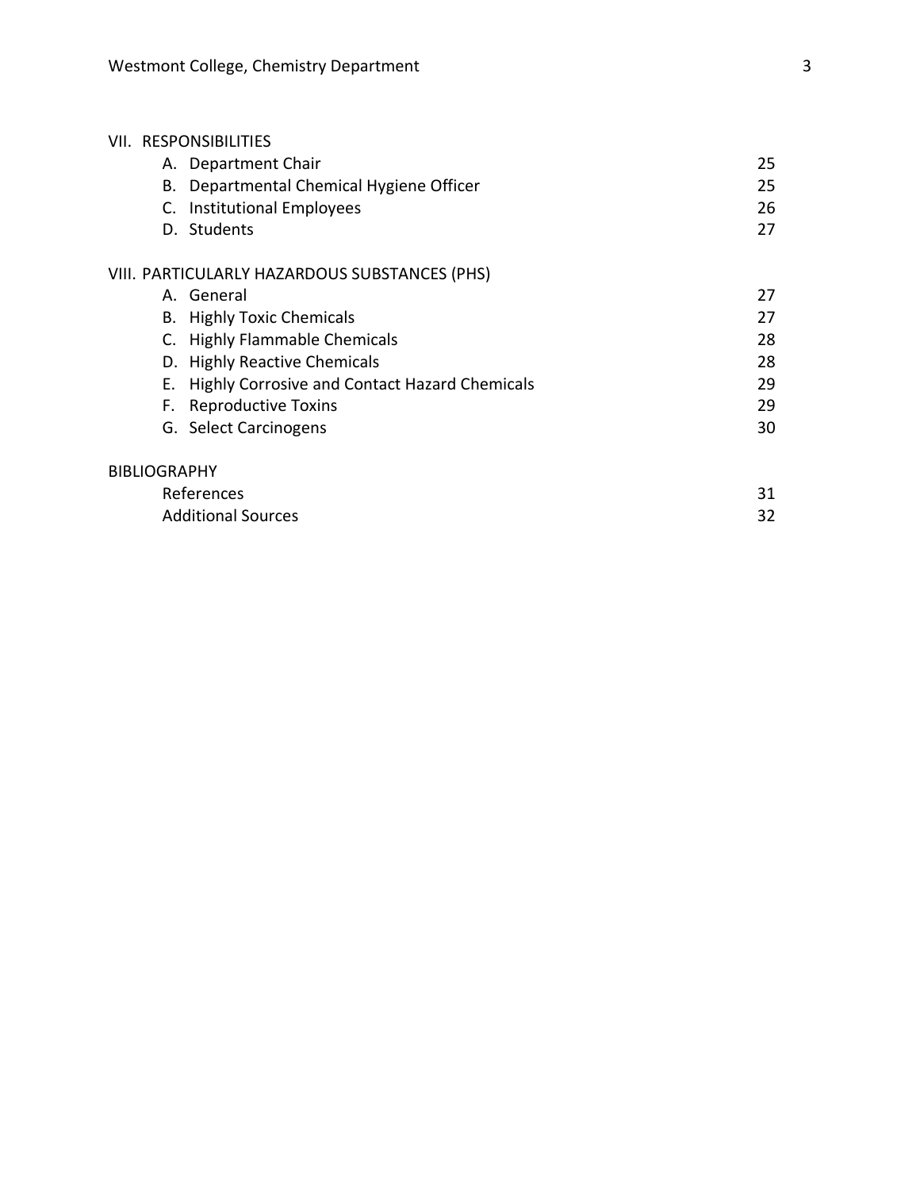| VII. RESPONSIBILITIES | |
| --- | --- |
| A. Department Chair | 25 |
| B. Departmental Chemical Hygiene Officer | 25 |
| C. Institutional Employees | 26 |
| D. Students | 27 |
| VIII. PARTICULARLY HAZARDOUS SUBSTANCES (PHS) | |
| A. General | 27 |
| B. Highly Toxic Chemicals | 27 |
| C. Highly Flammable Chemicals | 28 |
| D. Highly Reactive Chemicals | 28 |
| E. Highly Corrosive and Contact Hazard Chemicals | 29 |
| F. Reproductive Toxins | 29 |
| G. Select Carcinogens | 30 |
| BIBLIOGRAPHY | |
| References | 31 |
| Additional Sources | 32 |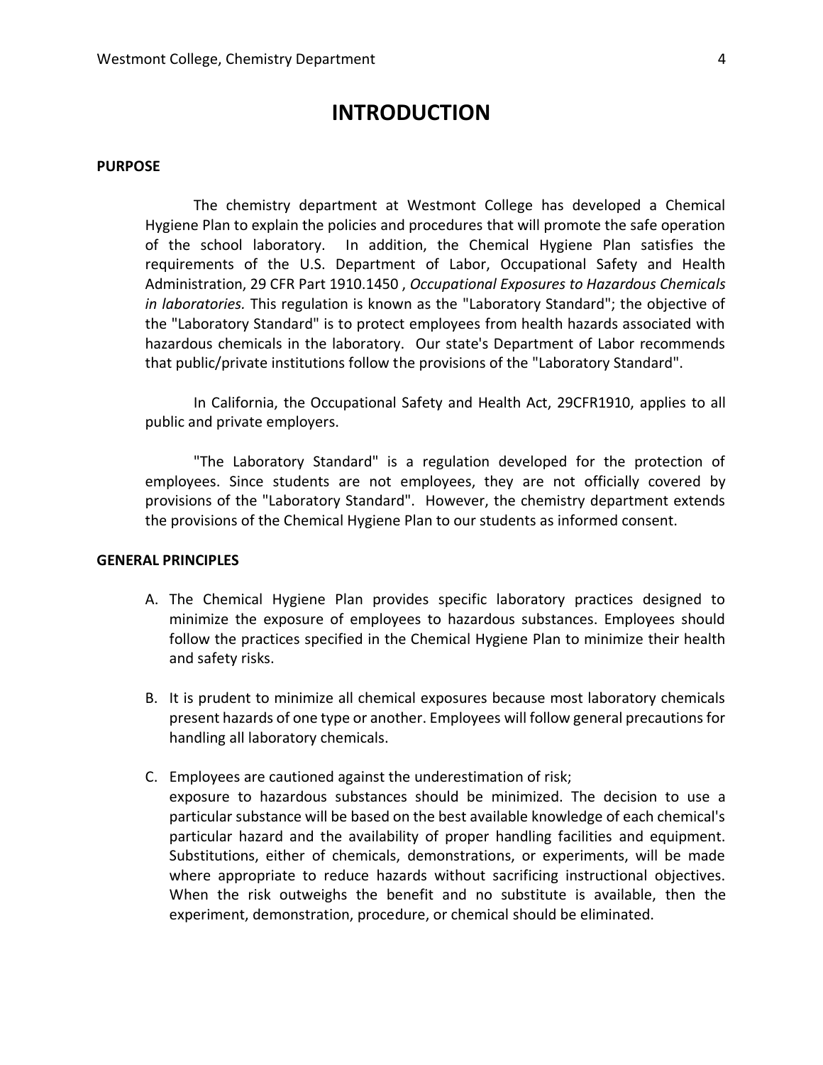# INTRODUCTION

### PURPOSE

The chemistry department at Westmont College has developed a Chemical Hygiene Plan to explain the policies and procedures that will promote the safe operation of the school laboratory. In addition, the Chemical Hygiene Plan satisfies the requirements of the U.S. Department of Labor, Occupational Safety and Health Administration, 29 CFR Part 1910.1450 , *Occupational Exposures to Hazardous Chemicals in laboratories.* This regulation is known as the "Laboratory Standard"; the objective of the "Laboratory Standard" is to protect employees from health hazards associated with hazardous chemicals in the laboratory. Our state's Department of Labor recommends that public/private institutions follow the provisions of the "Laboratory Standard".

In California, the Occupational Safety and Health Act, 29CFR1910, applies to all public and private employers.

"The Laboratory Standard" is a regulation developed for the protection of employees. Since students are not employees, they are not officially covered by provisions of the "Laboratory Standard". However, the chemistry department extends the provisions of the Chemical Hygiene Plan to our students as informed consent.

### GENERAL PRINCIPLES

A. The Chemical Hygiene Plan provides specific laboratory practices designed to minimize the exposure of employees to hazardous substances. Employees should follow the practices specified in the Chemical Hygiene Plan to minimize their health and safety risks.

B. It is prudent to minimize all chemical exposures because most laboratory chemicals present hazards of one type or another. Employees will follow general precautions for handling all laboratory chemicals.

C. Employees are cautioned against the underestimation of risk; exposure to hazardous substances should be minimized. The decision to use a particular substance will be based on the best available knowledge of each chemical's particular hazard and the availability of proper handling facilities and equipment. Substitutions, either of chemicals, demonstrations, or experiments, will be made where appropriate to reduce hazards without sacrificing instructional objectives. When the risk outweighs the benefit and no substitute is available, then the experiment, demonstration, procedure, or chemical should be eliminated.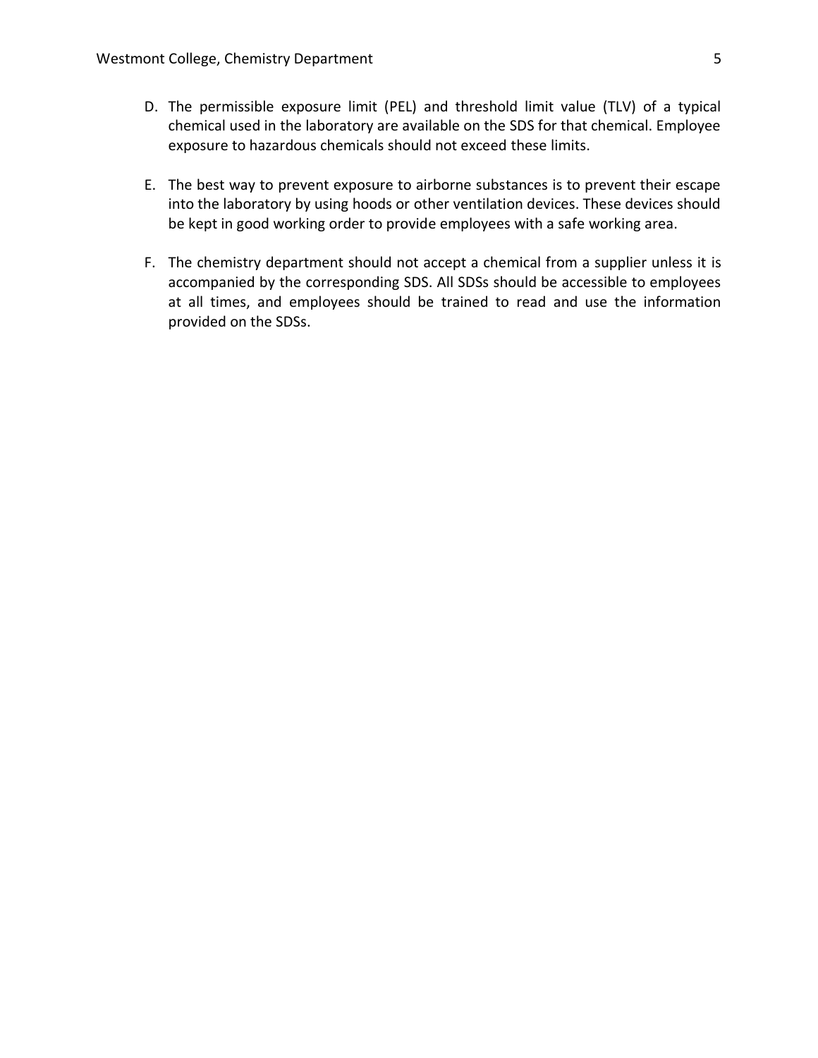D. The permissible exposure limit (PEL) and threshold limit value (TLV) of a typical chemical used in the laboratory are available on the SDS for that chemical. Employee exposure to hazardous chemicals should not exceed these limits.

E. The best way to prevent exposure to airborne substances is to prevent their escape into the laboratory by using hoods or other ventilation devices. These devices should be kept in good working order to provide employees with a safe working area.

F. The chemistry department should not accept a chemical from a supplier unless it is accompanied by the corresponding SDS. All SDSs should be accessible to employees at all times, and employees should be trained to read and use the information provided on the SDSs.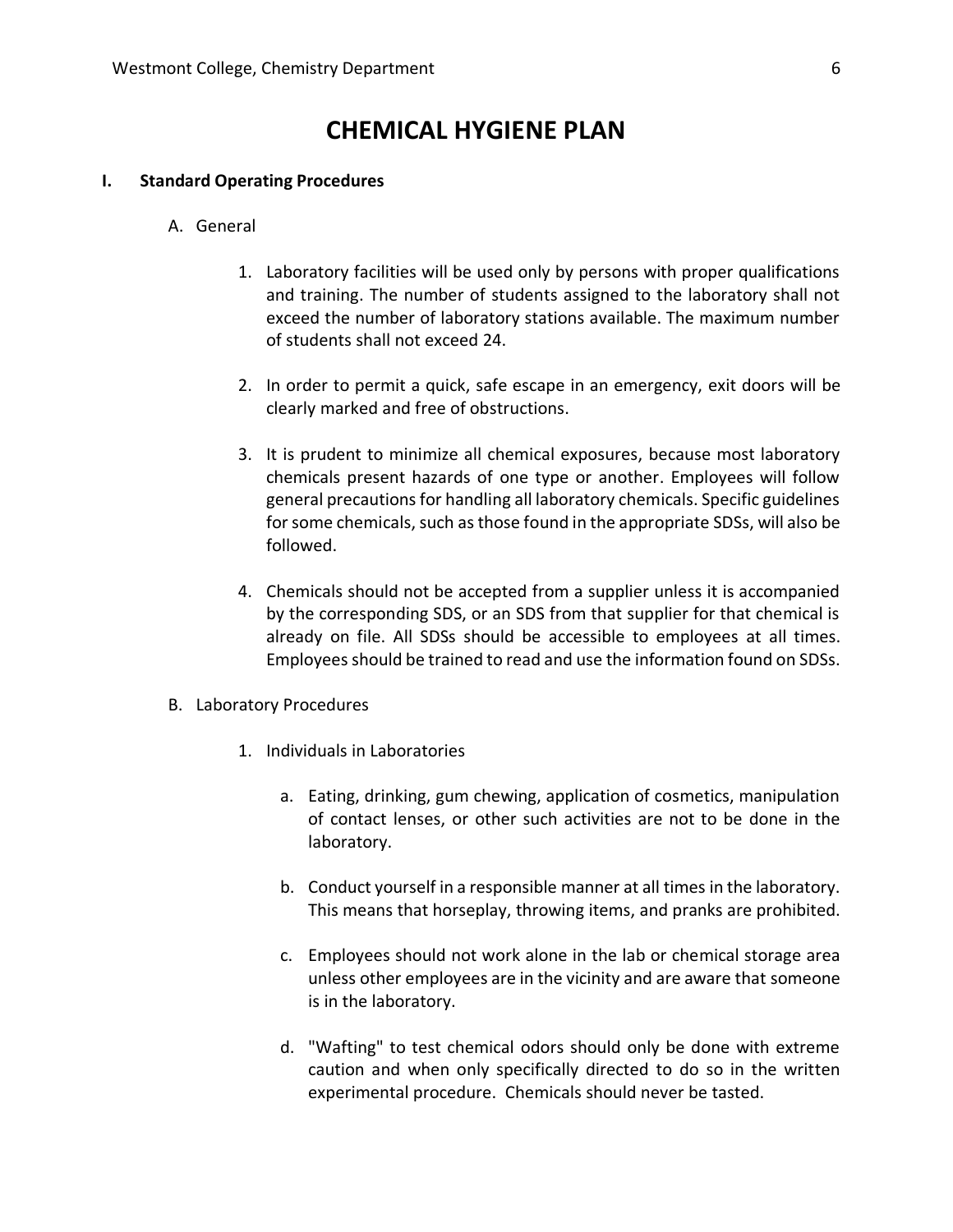# CHEMICAL HYGIENE PLAN

## I. Standard Operating Procedures

### A. General

1. Laboratory facilities will be used only by persons with proper qualifications and training. The number of students assigned to the laboratory shall not exceed the number of laboratory stations available. The maximum number of students shall not exceed 24.

2. In order to permit a quick, safe escape in an emergency, exit doors will be clearly marked and free of obstructions.

3. It is prudent to minimize all chemical exposures, because most laboratory chemicals present hazards of one type or another. Employees will follow general precautions for handling all laboratory chemicals. Specific guidelines for some chemicals, such as those found in the appropriate SDSs, will also be followed.

4. Chemicals should not be accepted from a supplier unless it is accompanied by the corresponding SDS, or an SDS from that supplier for that chemical is already on file. All SDSs should be accessible to employees at all times. Employees should be trained to read and use the information found on SDSs.

### B. Laboratory Procedures

1. Individuals in Laboratories

   a. Eating, drinking, gum chewing, application of cosmetics, manipulation of contact lenses, or other such activities are not to be done in the laboratory.

   b. Conduct yourself in a responsible manner at all times in the laboratory. This means that horseplay, throwing items, and pranks are prohibited.

   c. Employees should not work alone in the lab or chemical storage area unless other employees are in the vicinity and are aware that someone is in the laboratory.

   d. "Wafting" to test chemical odors should only be done with extreme caution and when only specifically directed to do so in the written experimental procedure. Chemicals should never be tasted.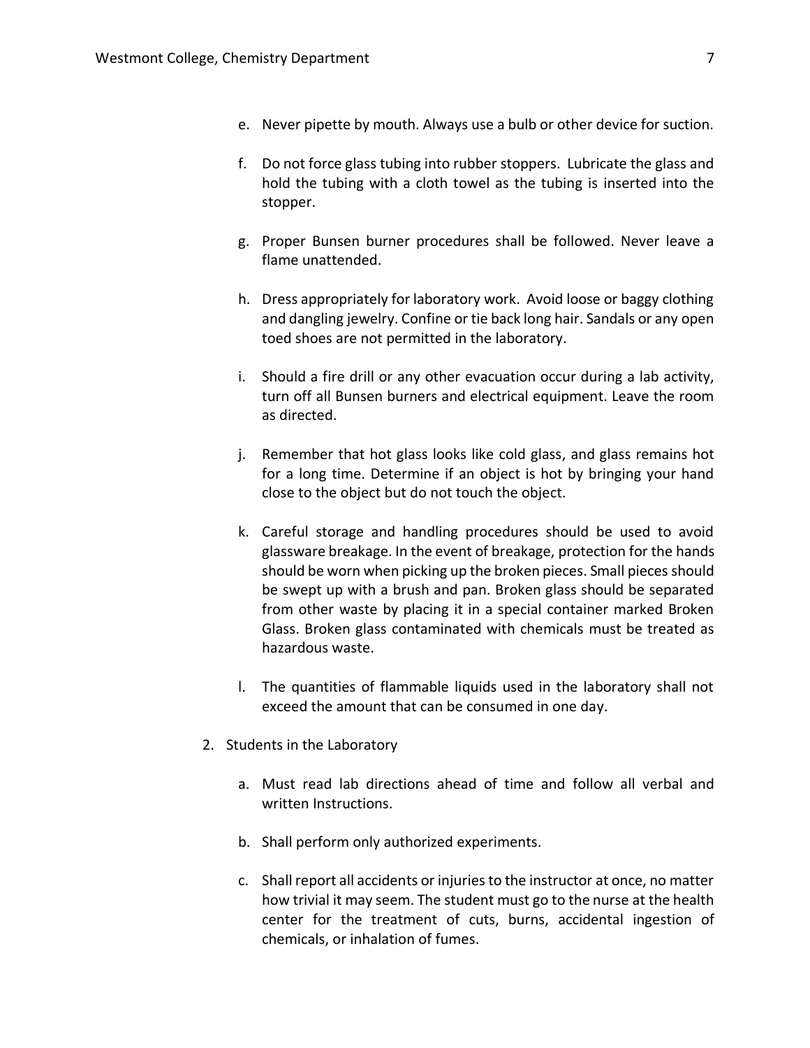e. Never pipette by mouth. Always use a bulb or other device for suction.

f. Do not force glass tubing into rubber stoppers. Lubricate the glass and hold the tubing with a cloth towel as the tubing is inserted into the stopper.

g. Proper Bunsen burner procedures shall be followed. Never leave a flame unattended.

h. Dress appropriately for laboratory work. Avoid loose or baggy clothing and dangling jewelry. Confine or tie back long hair. Sandals or any open toed shoes are not permitted in the laboratory.

i. Should a fire drill or any other evacuation occur during a lab activity, turn off all Bunsen burners and electrical equipment. Leave the room as directed.

j. Remember that hot glass looks like cold glass, and glass remains hot for a long time. Determine if an object is hot by bringing your hand close to the object but do not touch the object.

k. Careful storage and handling procedures should be used to avoid glassware breakage. In the event of breakage, protection for the hands should be worn when picking up the broken pieces. Small pieces should be swept up with a brush and pan. Broken glass should be separated from other waste by placing it in a special container marked Broken Glass. Broken glass contaminated with chemicals must be treated as hazardous waste.

l. The quantities of flammable liquids used in the laboratory shall not exceed the amount that can be consumed in one day.

2. Students in the Laboratory

   a. Must read lab directions ahead of time and follow all verbal and written Instructions.

   b. Shall perform only authorized experiments.

   c. Shall report all accidents or injuries to the instructor at once, no matter how trivial it may seem. The student must go to the nurse at the health center for the treatment of cuts, burns, accidental ingestion of chemicals, or inhalation of fumes.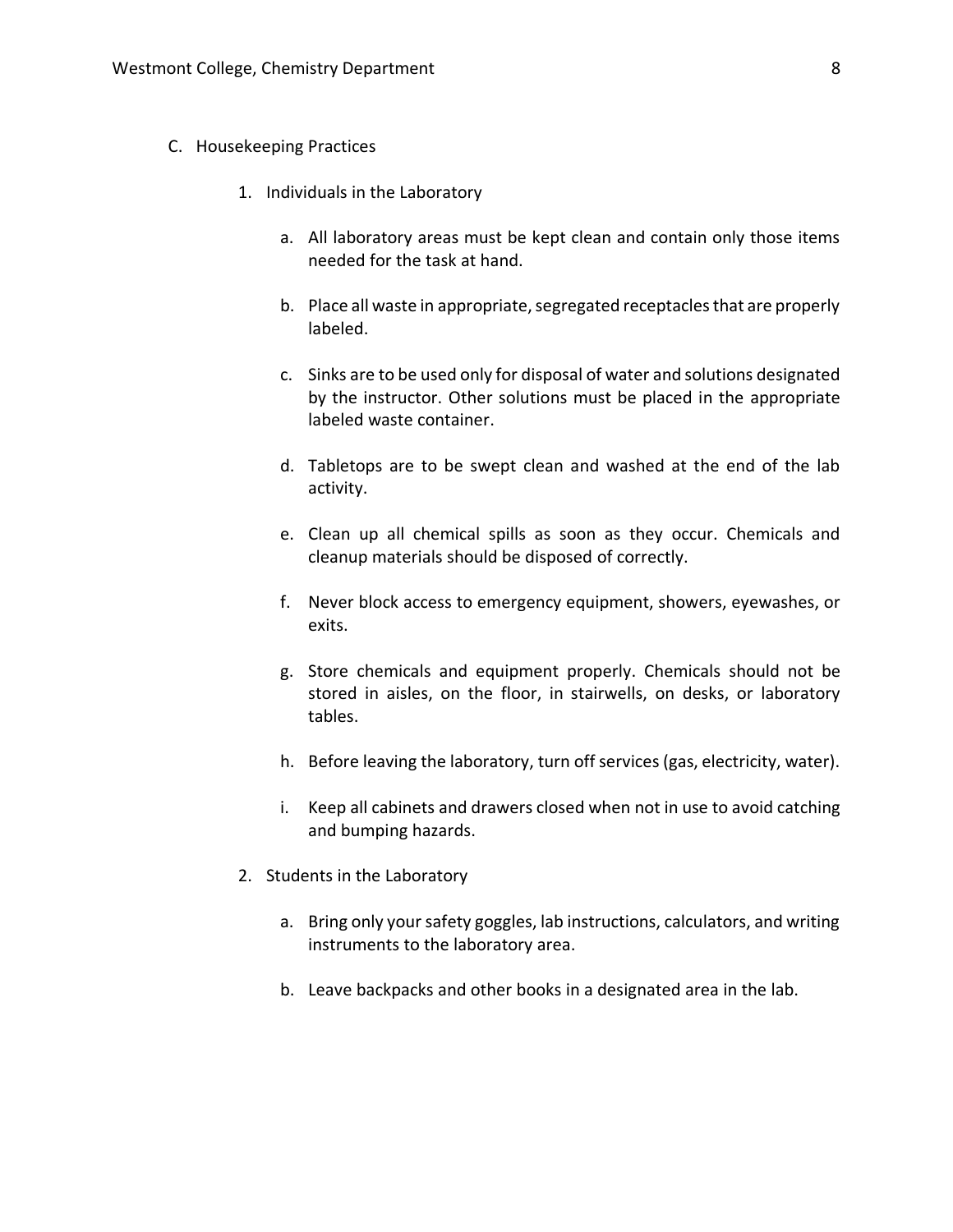C. Housekeeping Practices

1. Individuals in the Laboratory

    a. All laboratory areas must be kept clean and contain only those items needed for the task at hand.

    b. Place all waste in appropriate, segregated receptacles that are properly labeled.

    c. Sinks are to be used only for disposal of water and solutions designated by the instructor. Other solutions must be placed in the appropriate labeled waste container.

    d. Tabletops are to be swept clean and washed at the end of the lab activity.

    e. Clean up all chemical spills as soon as they occur. Chemicals and cleanup materials should be disposed of correctly.

    f. Never block access to emergency equipment, showers, eyewashes, or exits.

    g. Store chemicals and equipment properly. Chemicals should not be stored in aisles, on the floor, in stairwells, on desks, or laboratory tables.

    h. Before leaving the laboratory, turn off services (gas, electricity, water).

    i. Keep all cabinets and drawers closed when not in use to avoid catching and bumping hazards.

2. Students in the Laboratory

    a. Bring only your safety goggles, lab instructions, calculators, and writing instruments to the laboratory area.

    b. Leave backpacks and other books in a designated area in the lab.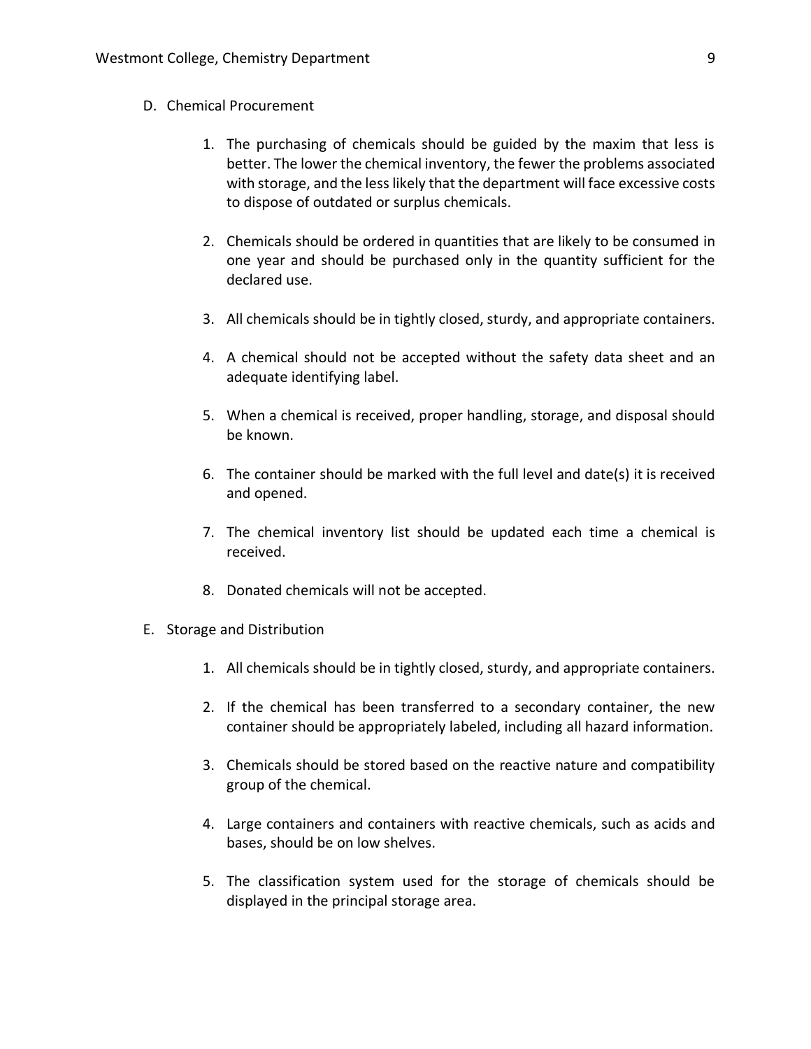D. Chemical Procurement

1. The purchasing of chemicals should be guided by the maxim that less is better. The lower the chemical inventory, the fewer the problems associated with storage, and the less likely that the department will face excessive costs to dispose of outdated or surplus chemicals.

2. Chemicals should be ordered in quantities that are likely to be consumed in one year and should be purchased only in the quantity sufficient for the declared use.

3. All chemicals should be in tightly closed, sturdy, and appropriate containers.

4. A chemical should not be accepted without the safety data sheet and an adequate identifying label.

5. When a chemical is received, proper handling, storage, and disposal should be known.

6. The container should be marked with the full level and date(s) it is received and opened.

7. The chemical inventory list should be updated each time a chemical is received.

8. Donated chemicals will not be accepted.

E. Storage and Distribution

1. All chemicals should be in tightly closed, sturdy, and appropriate containers.

2. If the chemical has been transferred to a secondary container, the new container should be appropriately labeled, including all hazard information.

3. Chemicals should be stored based on the reactive nature and compatibility group of the chemical.

4. Large containers and containers with reactive chemicals, such as acids and bases, should be on low shelves.

5. The classification system used for the storage of chemicals should be displayed in the principal storage area.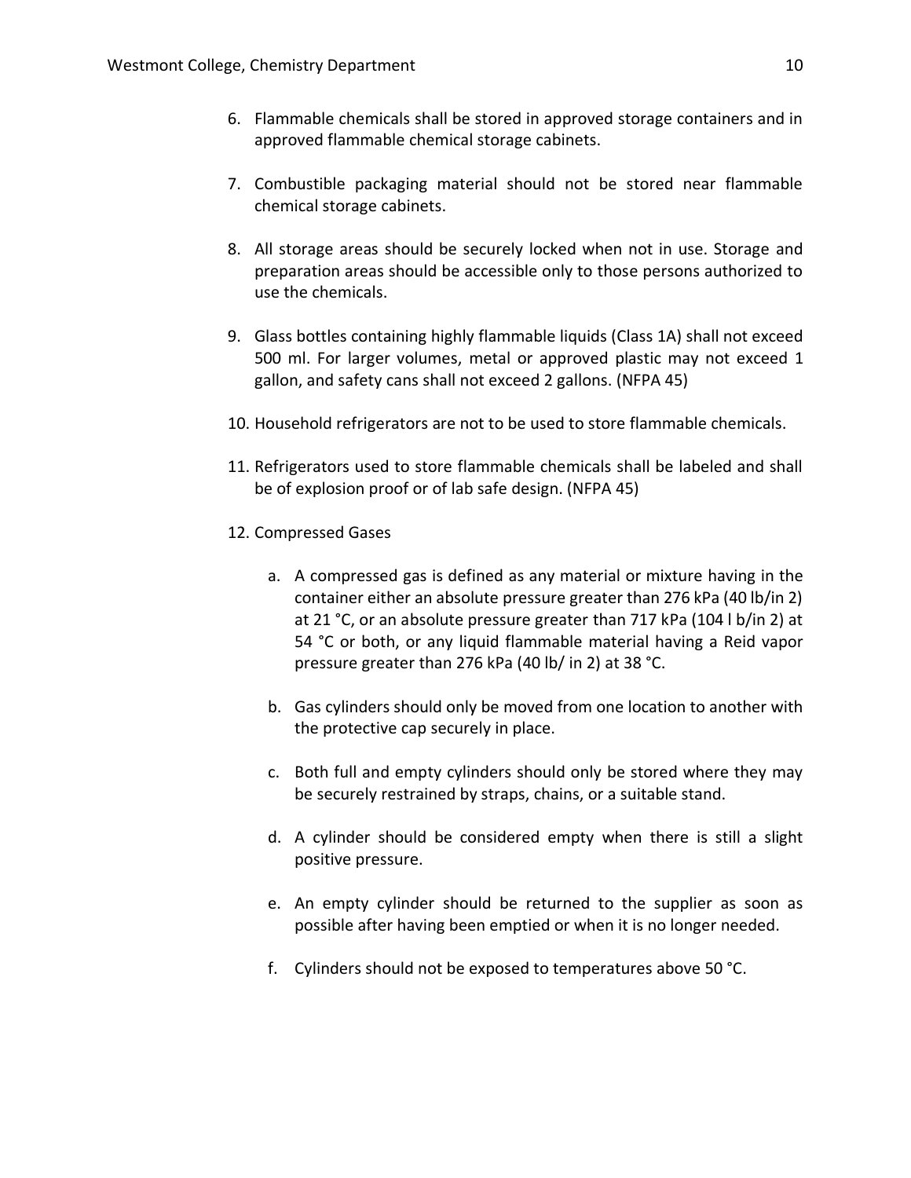6. Flammable chemicals shall be stored in approved storage containers and in approved flammable chemical storage cabinets.

7. Combustible packaging material should not be stored near flammable chemical storage cabinets.

8. All storage areas should be securely locked when not in use. Storage and preparation areas should be accessible only to those persons authorized to use the chemicals.

9. Glass bottles containing highly flammable liquids (Class 1A) shall not exceed 500 ml. For larger volumes, metal or approved plastic may not exceed 1 gallon, and safety cans shall not exceed 2 gallons. (NFPA 45)

10. Household refrigerators are not to be used to store flammable chemicals.

11. Refrigerators used to store flammable chemicals shall be labeled and shall be of explosion proof or of lab safe design. (NFPA 45)

12. Compressed Gases

    a. A compressed gas is defined as any material or mixture having in the container either an absolute pressure greater than 276 kPa (40 lb/in 2) at 21 °C, or an absolute pressure greater than 717 kPa (104 l b/in 2) at 54 °C or both, or any liquid flammable material having a Reid vapor pressure greater than 276 kPa (40 lb/ in 2) at 38 °C.

    b. Gas cylinders should only be moved from one location to another with the protective cap securely in place.

    c. Both full and empty cylinders should only be stored where they may be securely restrained by straps, chains, or a suitable stand.

    d. A cylinder should be considered empty when there is still a slight positive pressure.

    e. An empty cylinder should be returned to the supplier as soon as possible after having been emptied or when it is no longer needed.

    f. Cylinders should not be exposed to temperatures above 50 °C.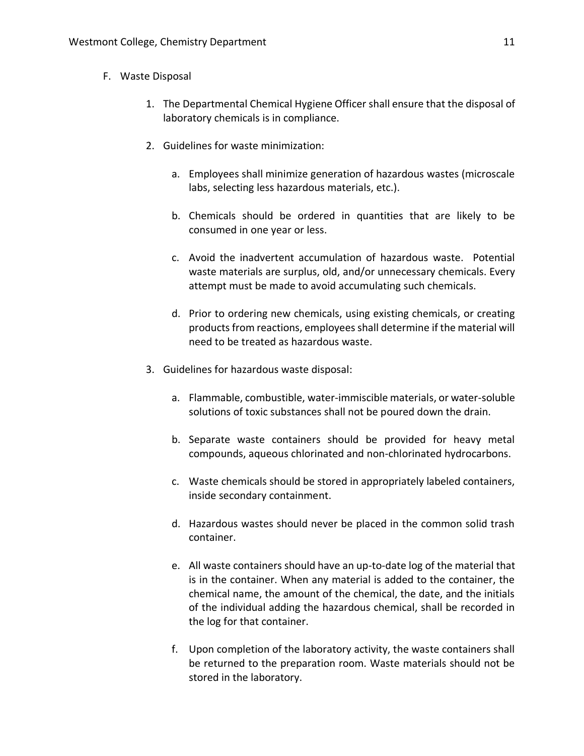F. Waste Disposal

1. The Departmental Chemical Hygiene Officer shall ensure that the disposal of laboratory chemicals is in compliance.

2. Guidelines for waste minimization:

    a. Employees shall minimize generation of hazardous wastes (microscale labs, selecting less hazardous materials, etc.).

    b. Chemicals should be ordered in quantities that are likely to be consumed in one year or less.

    c. Avoid the inadvertent accumulation of hazardous waste. Potential waste materials are surplus, old, and/or unnecessary chemicals. Every attempt must be made to avoid accumulating such chemicals.

    d. Prior to ordering new chemicals, using existing chemicals, or creating products from reactions, employees shall determine if the material will need to be treated as hazardous waste.

3. Guidelines for hazardous waste disposal:

    a. Flammable, combustible, water-immiscible materials, or water-soluble solutions of toxic substances shall not be poured down the drain.

    b. Separate waste containers should be provided for heavy metal compounds, aqueous chlorinated and non-chlorinated hydrocarbons.

    c. Waste chemicals should be stored in appropriately labeled containers, inside secondary containment.

    d. Hazardous wastes should never be placed in the common solid trash container.

    e. All waste containers should have an up-to-date log of the material that is in the container. When any material is added to the container, the chemical name, the amount of the chemical, the date, and the initials of the individual adding the hazardous chemical, shall be recorded in the log for that container.

    f. Upon completion of the laboratory activity, the waste containers shall be returned to the preparation room. Waste materials should not be stored in the laboratory.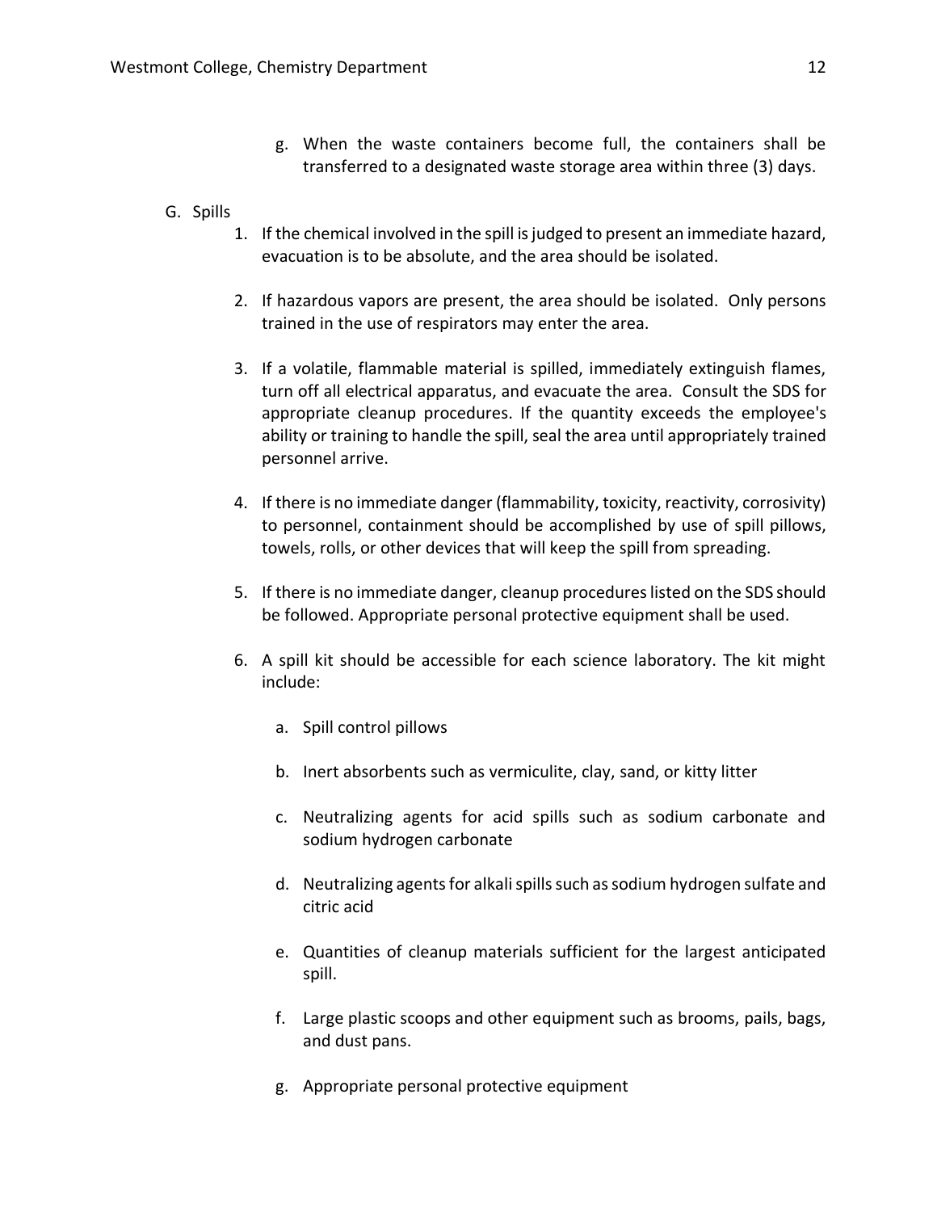g. When the waste containers become full, the containers shall be transferred to a designated waste storage area within three (3) days.

G. Spills

1. If the chemical involved in the spill is judged to present an immediate hazard, evacuation is to be absolute, and the area should be isolated.

2. If hazardous vapors are present, the area should be isolated. Only persons trained in the use of respirators may enter the area.

3. If a volatile, flammable material is spilled, immediately extinguish flames, turn off all electrical apparatus, and evacuate the area. Consult the SDS for appropriate cleanup procedures. If the quantity exceeds the employee's ability or training to handle the spill, seal the area until appropriately trained personnel arrive.

4. If there is no immediate danger (flammability, toxicity, reactivity, corrosivity) to personnel, containment should be accomplished by use of spill pillows, towels, rolls, or other devices that will keep the spill from spreading.

5. If there is no immediate danger, cleanup procedures listed on the SDS should be followed. Appropriate personal protective equipment shall be used.

6. A spill kit should be accessible for each science laboratory. The kit might include:

   a. Spill control pillows

   b. Inert absorbents such as vermiculite, clay, sand, or kitty litter

   c. Neutralizing agents for acid spills such as sodium carbonate and sodium hydrogen carbonate

   d. Neutralizing agents for alkali spills such as sodium hydrogen sulfate and citric acid

   e. Quantities of cleanup materials sufficient for the largest anticipated spill.

   f. Large plastic scoops and other equipment such as brooms, pails, bags, and dust pans.

   g. Appropriate personal protective equipment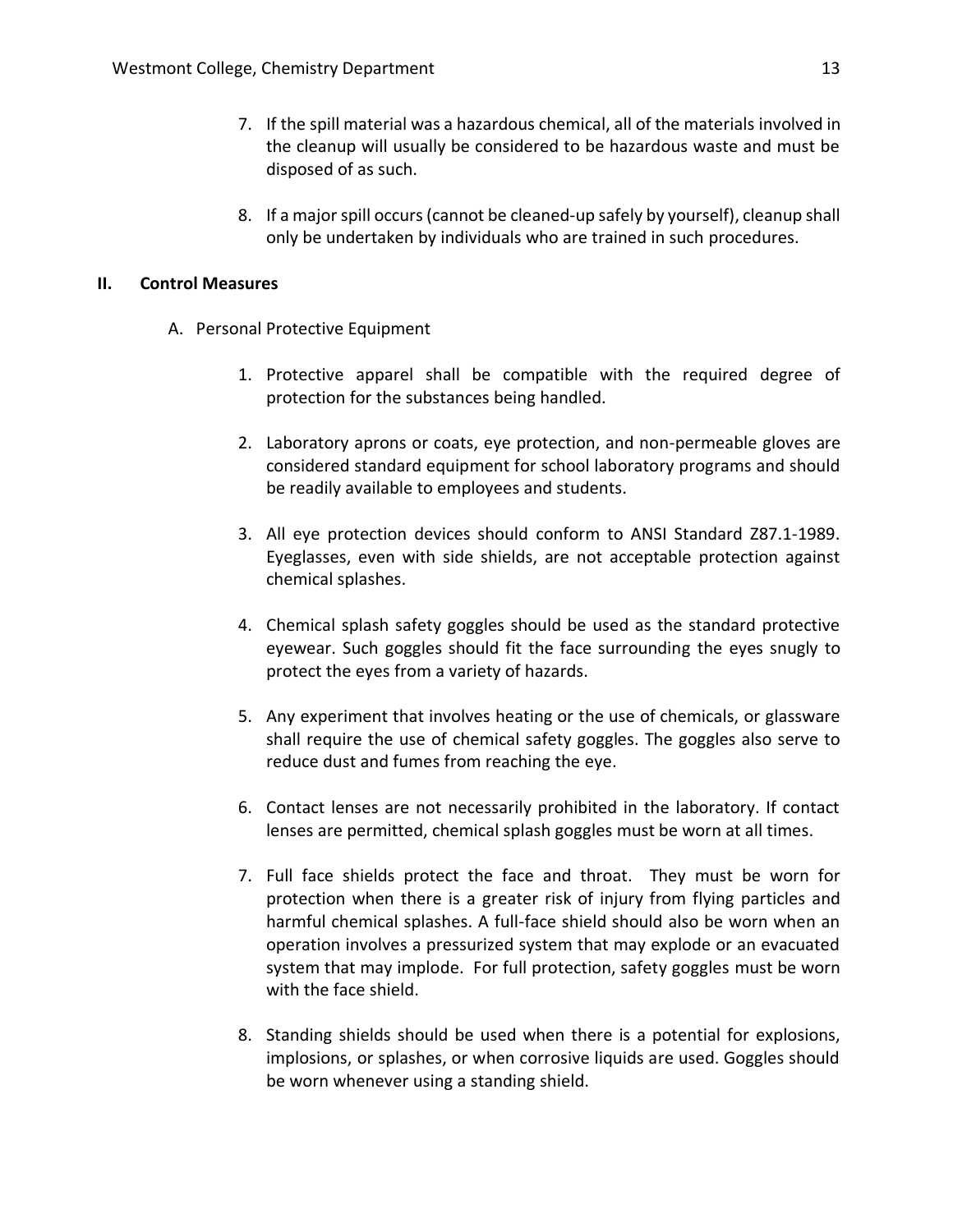7. If the spill material was a hazardous chemical, all of the materials involved in the cleanup will usually be considered to be hazardous waste and must be disposed of as such.

8. If a major spill occurs (cannot be cleaned-up safely by yourself), cleanup shall only be undertaken by individuals who are trained in such procedures.

## II. Control Measures

### A. Personal Protective Equipment

1. Protective apparel shall be compatible with the required degree of protection for the substances being handled.

2. Laboratory aprons or coats, eye protection, and non-permeable gloves are considered standard equipment for school laboratory programs and should be readily available to employees and students.

3. All eye protection devices should conform to ANSI Standard Z87.1-1989. Eyeglasses, even with side shields, are not acceptable protection against chemical splashes.

4. Chemical splash safety goggles should be used as the standard protective eyewear. Such goggles should fit the face surrounding the eyes snugly to protect the eyes from a variety of hazards.

5. Any experiment that involves heating or the use of chemicals, or glassware shall require the use of chemical safety goggles. The goggles also serve to reduce dust and fumes from reaching the eye.

6. Contact lenses are not necessarily prohibited in the laboratory. If contact lenses are permitted, chemical splash goggles must be worn at all times.

7. Full face shields protect the face and throat. They must be worn for protection when there is a greater risk of injury from flying particles and harmful chemical splashes. A full-face shield should also be worn when an operation involves a pressurized system that may explode or an evacuated system that may implode. For full protection, safety goggles must be worn with the face shield.

8. Standing shields should be used when there is a potential for explosions, implosions, or splashes, or when corrosive liquids are used. Goggles should be worn whenever using a standing shield.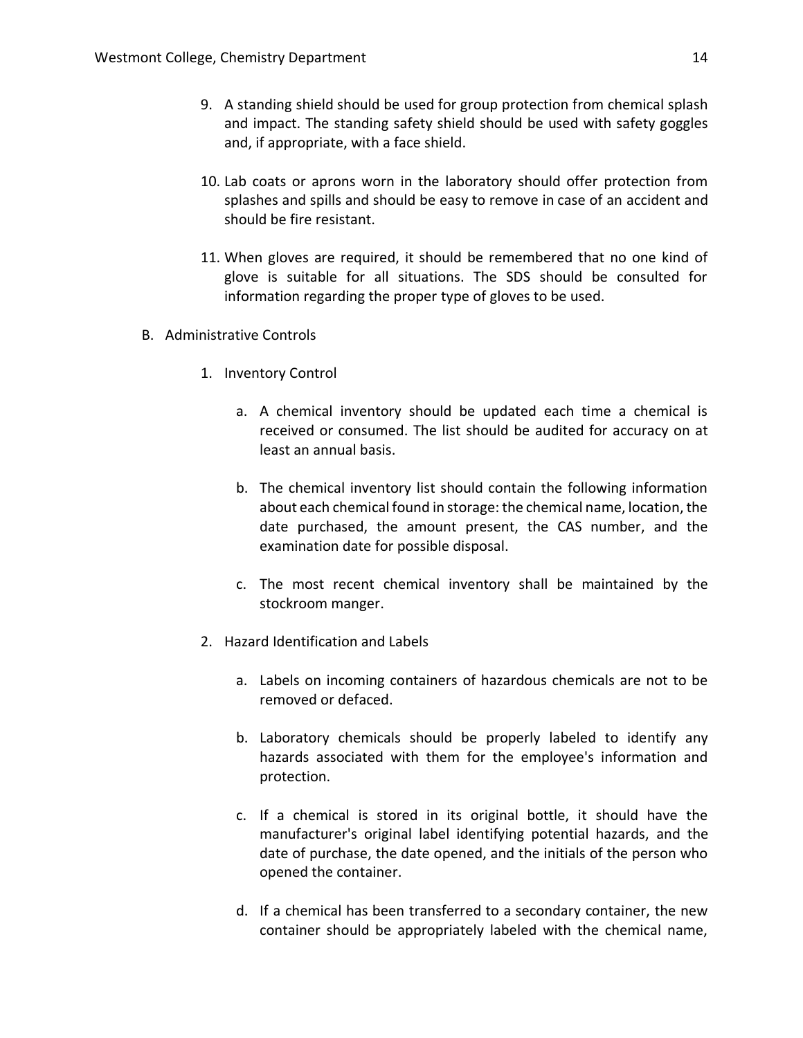9. A standing shield should be used for group protection from chemical splash and impact. The standing safety shield should be used with safety goggles and, if appropriate, with a face shield.

10. Lab coats or aprons worn in the laboratory should offer protection from splashes and spills and should be easy to remove in case of an accident and should be fire resistant.

11. When gloves are required, it should be remembered that no one kind of glove is suitable for all situations. The SDS should be consulted for information regarding the proper type of gloves to be used.

B. Administrative Controls

   1. Inventory Control

      a. A chemical inventory should be updated each time a chemical is received or consumed. The list should be audited for accuracy on at least an annual basis.

      b. The chemical inventory list should contain the following information about each chemical found in storage: the chemical name, location, the date purchased, the amount present, the CAS number, and the examination date for possible disposal.

      c. The most recent chemical inventory shall be maintained by the stockroom manger.

   2. Hazard Identification and Labels

      a. Labels on incoming containers of hazardous chemicals are not to be removed or defaced.

      b. Laboratory chemicals should be properly labeled to identify any hazards associated with them for the employee's information and protection.

      c. If a chemical is stored in its original bottle, it should have the manufacturer's original label identifying potential hazards, and the date of purchase, the date opened, and the initials of the person who opened the container.

      d. If a chemical has been transferred to a secondary container, the new container should be appropriately labeled with the chemical name,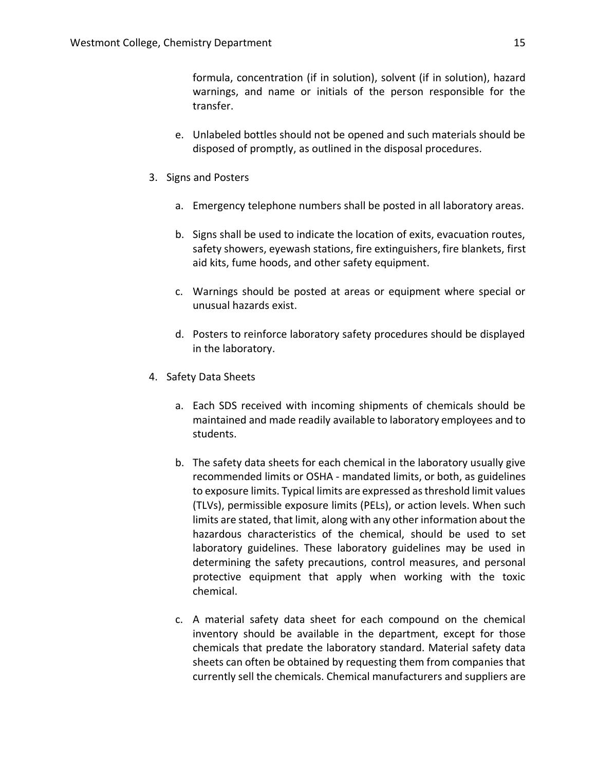formula, concentration (if in solution), solvent (if in solution), hazard warnings, and name or initials of the person responsible for the transfer.

e. Unlabeled bottles should not be opened and such materials should be disposed of promptly, as outlined in the disposal procedures.

3. Signs and Posters

   a. Emergency telephone numbers shall be posted in all laboratory areas.

   b. Signs shall be used to indicate the location of exits, evacuation routes, safety showers, eyewash stations, fire extinguishers, fire blankets, first aid kits, fume hoods, and other safety equipment.

   c. Warnings should be posted at areas or equipment where special or unusual hazards exist.

   d. Posters to reinforce laboratory safety procedures should be displayed in the laboratory.

4. Safety Data Sheets

   a. Each SDS received with incoming shipments of chemicals should be maintained and made readily available to laboratory employees and to students.

   b. The safety data sheets for each chemical in the laboratory usually give recommended limits or OSHA - mandated limits, or both, as guidelines to exposure limits. Typical limits are expressed as threshold limit values (TLVs), permissible exposure limits (PELs), or action levels. When such limits are stated, that limit, along with any other information about the hazardous characteristics of the chemical, should be used to set laboratory guidelines. These laboratory guidelines may be used in determining the safety precautions, control measures, and personal protective equipment that apply when working with the toxic chemical.

   c. A material safety data sheet for each compound on the chemical inventory should be available in the department, except for those chemicals that predate the laboratory standard. Material safety data sheets can often be obtained by requesting them from companies that currently sell the chemicals. Chemical manufacturers and suppliers are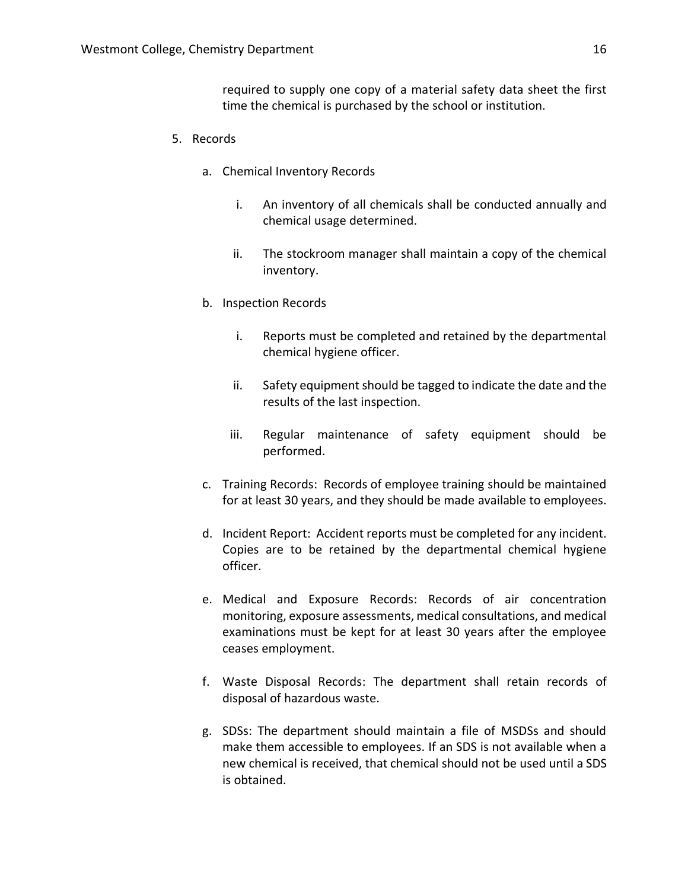required to supply one copy of a material safety data sheet the first time the chemical is purchased by the school or institution.

5. Records

    a. Chemical Inventory Records

        i. An inventory of all chemicals shall be conducted annually and chemical usage determined.

        ii. The stockroom manager shall maintain a copy of the chemical inventory.

    b. Inspection Records

        i. Reports must be completed and retained by the departmental chemical hygiene officer.

        ii. Safety equipment should be tagged to indicate the date and the results of the last inspection.

        iii. Regular maintenance of safety equipment should be performed.

    c. Training Records: Records of employee training should be maintained for at least 30 years, and they should be made available to employees.

    d. Incident Report: Accident reports must be completed for any incident. Copies are to be retained by the departmental chemical hygiene officer.

    e. Medical and Exposure Records: Records of air concentration monitoring, exposure assessments, medical consultations, and medical examinations must be kept for at least 30 years after the employee ceases employment.

    f. Waste Disposal Records: The department shall retain records of disposal of hazardous waste.

    g. SDSs: The department should maintain a file of MSDSs and should make them accessible to employees. If an SDS is not available when a new chemical is received, that chemical should not be used until a SDS is obtained.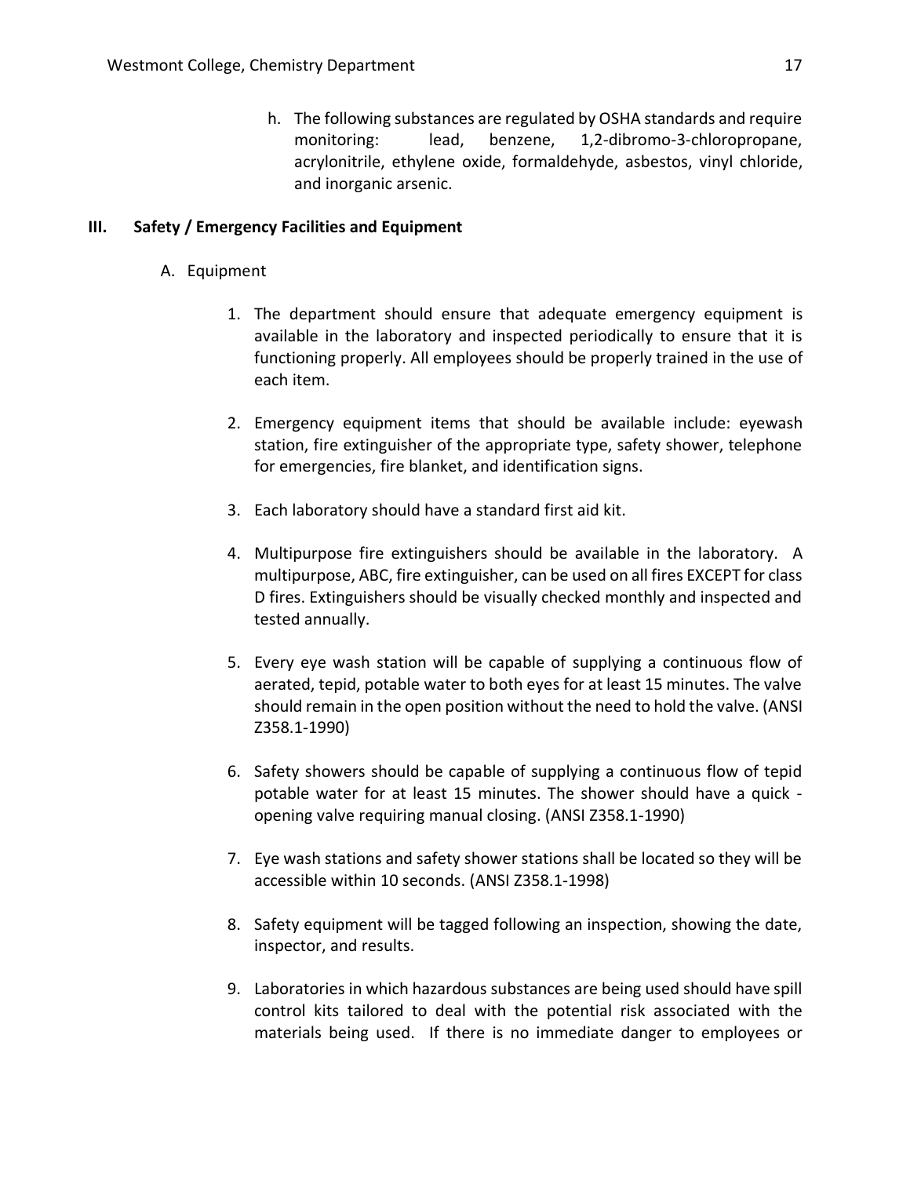h. The following substances are regulated by OSHA standards and require monitoring: lead, benzene, 1,2-dibromo-3-chloropropane, acrylonitrile, ethylene oxide, formaldehyde, asbestos, vinyl chloride, and inorganic arsenic.

## III. Safety / Emergency Facilities and Equipment

### A. Equipment

1. The department should ensure that adequate emergency equipment is available in the laboratory and inspected periodically to ensure that it is functioning properly. All employees should be properly trained in the use of each item.

2. Emergency equipment items that should be available include: eyewash station, fire extinguisher of the appropriate type, safety shower, telephone for emergencies, fire blanket, and identification signs.

3. Each laboratory should have a standard first aid kit.

4. Multipurpose fire extinguishers should be available in the laboratory. A multipurpose, ABC, fire extinguisher, can be used on all fires EXCEPT for class D fires. Extinguishers should be visually checked monthly and inspected and tested annually.

5. Every eye wash station will be capable of supplying a continuous flow of aerated, tepid, potable water to both eyes for at least 15 minutes. The valve should remain in the open position without the need to hold the valve. (ANSI Z358.1-1990)

6. Safety showers should be capable of supplying a continuous flow of tepid potable water for at least 15 minutes. The shower should have a quick - opening valve requiring manual closing. (ANSI Z358.1-1990)

7. Eye wash stations and safety shower stations shall be located so they will be accessible within 10 seconds. (ANSI Z358.1-1998)

8. Safety equipment will be tagged following an inspection, showing the date, inspector, and results.

9. Laboratories in which hazardous substances are being used should have spill control kits tailored to deal with the potential risk associated with the materials being used. If there is no immediate danger to employees or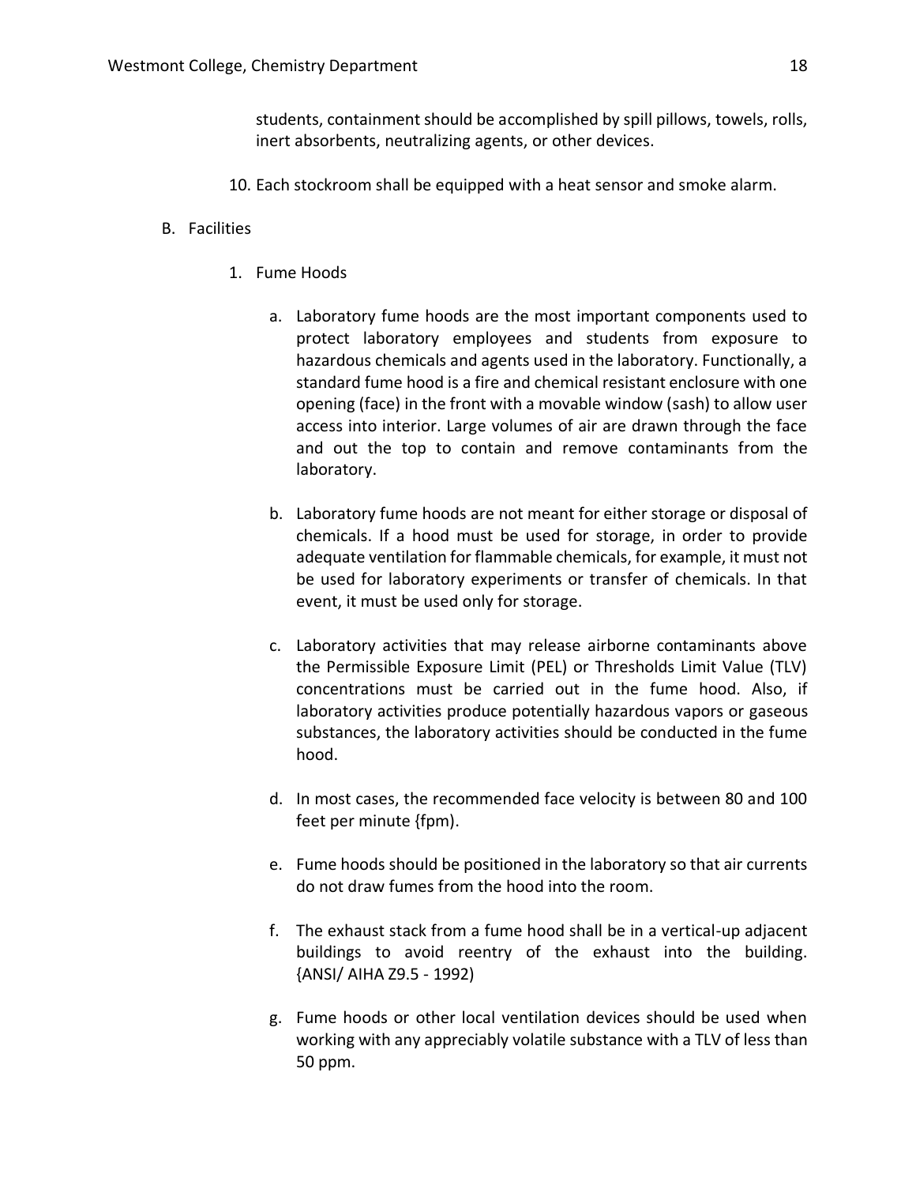students, containment should be accomplished by spill pillows, towels, rolls, inert absorbents, neutralizing agents, or other devices.

10. Each stockroom shall be equipped with a heat sensor and smoke alarm.

B. Facilities

1. Fume Hoods

   a. Laboratory fume hoods are the most important components used to protect laboratory employees and students from exposure to hazardous chemicals and agents used in the laboratory. Functionally, a standard fume hood is a fire and chemical resistant enclosure with one opening (face) in the front with a movable window (sash) to allow user access into interior. Large volumes of air are drawn through the face and out the top to contain and remove contaminants from the laboratory.

   b. Laboratory fume hoods are not meant for either storage or disposal of chemicals. If a hood must be used for storage, in order to provide adequate ventilation for flammable chemicals, for example, it must not be used for laboratory experiments or transfer of chemicals. In that event, it must be used only for storage.

   c. Laboratory activities that may release airborne contaminants above the Permissible Exposure Limit (PEL) or Thresholds Limit Value (TLV) concentrations must be carried out in the fume hood. Also, if laboratory activities produce potentially hazardous vapors or gaseous substances, the laboratory activities should be conducted in the fume hood.

   d. In most cases, the recommended face velocity is between 80 and 100 feet per minute {fpm).

   e. Fume hoods should be positioned in the laboratory so that air currents do not draw fumes from the hood into the room.

   f. The exhaust stack from a fume hood shall be in a vertical-up adjacent buildings to avoid reentry of the exhaust into the building. {ANSI/ AIHA Z9.5 - 1992)

   g. Fume hoods or other local ventilation devices should be used when working with any appreciably volatile substance with a TLV of less than 50 ppm.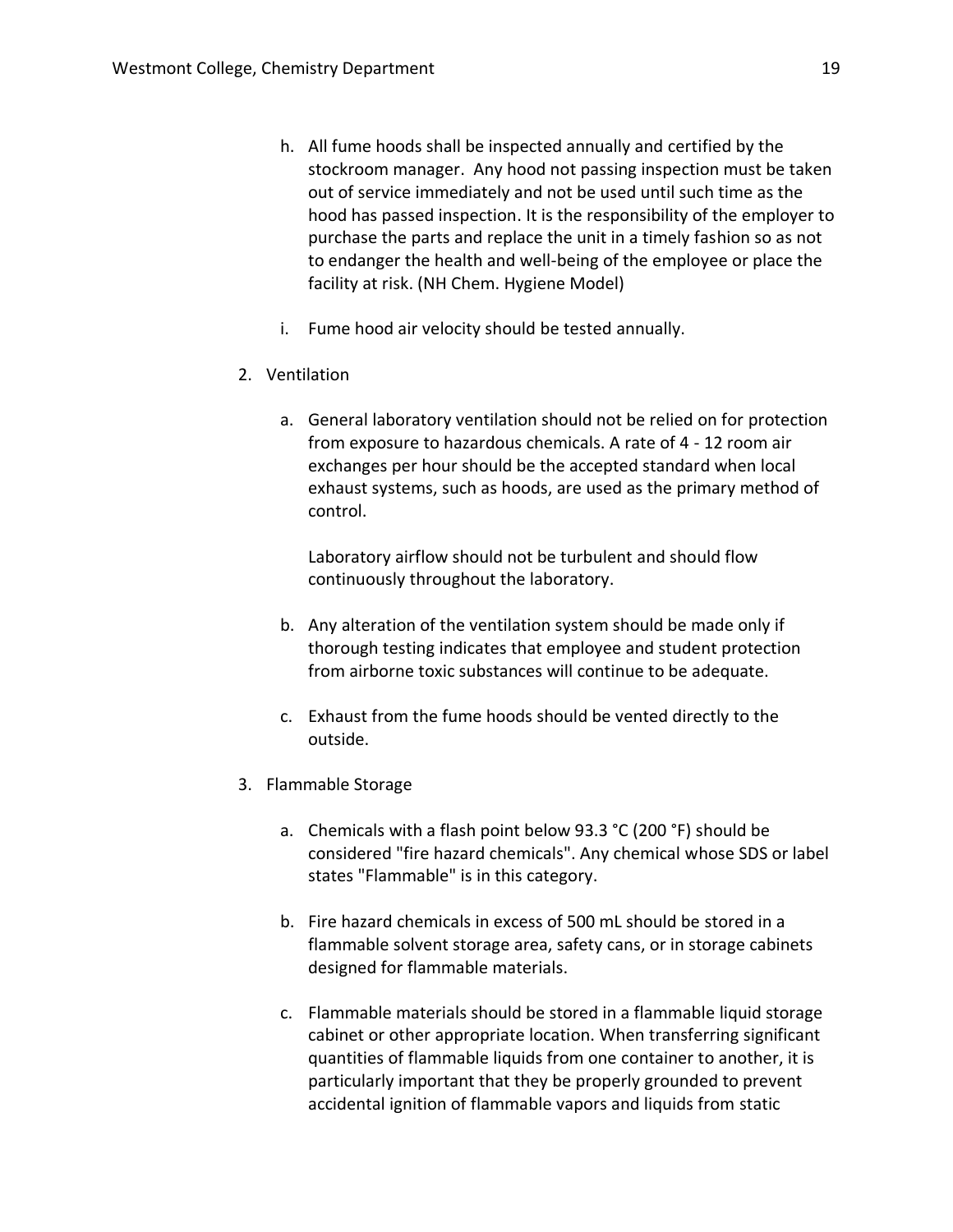h. All fume hoods shall be inspected annually and certified by the stockroom manager. Any hood not passing inspection must be taken out of service immediately and not be used until such time as the hood has passed inspection. It is the responsibility of the employer to purchase the parts and replace the unit in a timely fashion so as not to endanger the health and well-being of the employee or place the facility at risk. (NH Chem. Hygiene Model)

i. Fume hood air velocity should be tested annually.

2. Ventilation

   a. General laboratory ventilation should not be relied on for protection from exposure to hazardous chemicals. A rate of 4 - 12 room air exchanges per hour should be the accepted standard when local exhaust systems, such as hoods, are used as the primary method of control.

      Laboratory airflow should not be turbulent and should flow continuously throughout the laboratory.

   b. Any alteration of the ventilation system should be made only if thorough testing indicates that employee and student protection from airborne toxic substances will continue to be adequate.

   c. Exhaust from the fume hoods should be vented directly to the outside.

3. Flammable Storage

   a. Chemicals with a flash point below 93.3 °C (200 °F) should be considered "fire hazard chemicals". Any chemical whose SDS or label states "Flammable" is in this category.

   b. Fire hazard chemicals in excess of 500 mL should be stored in a flammable solvent storage area, safety cans, or in storage cabinets designed for flammable materials.

   c. Flammable materials should be stored in a flammable liquid storage cabinet or other appropriate location. When transferring significant quantities of flammable liquids from one container to another, it is particularly important that they be properly grounded to prevent accidental ignition of flammable vapors and liquids from static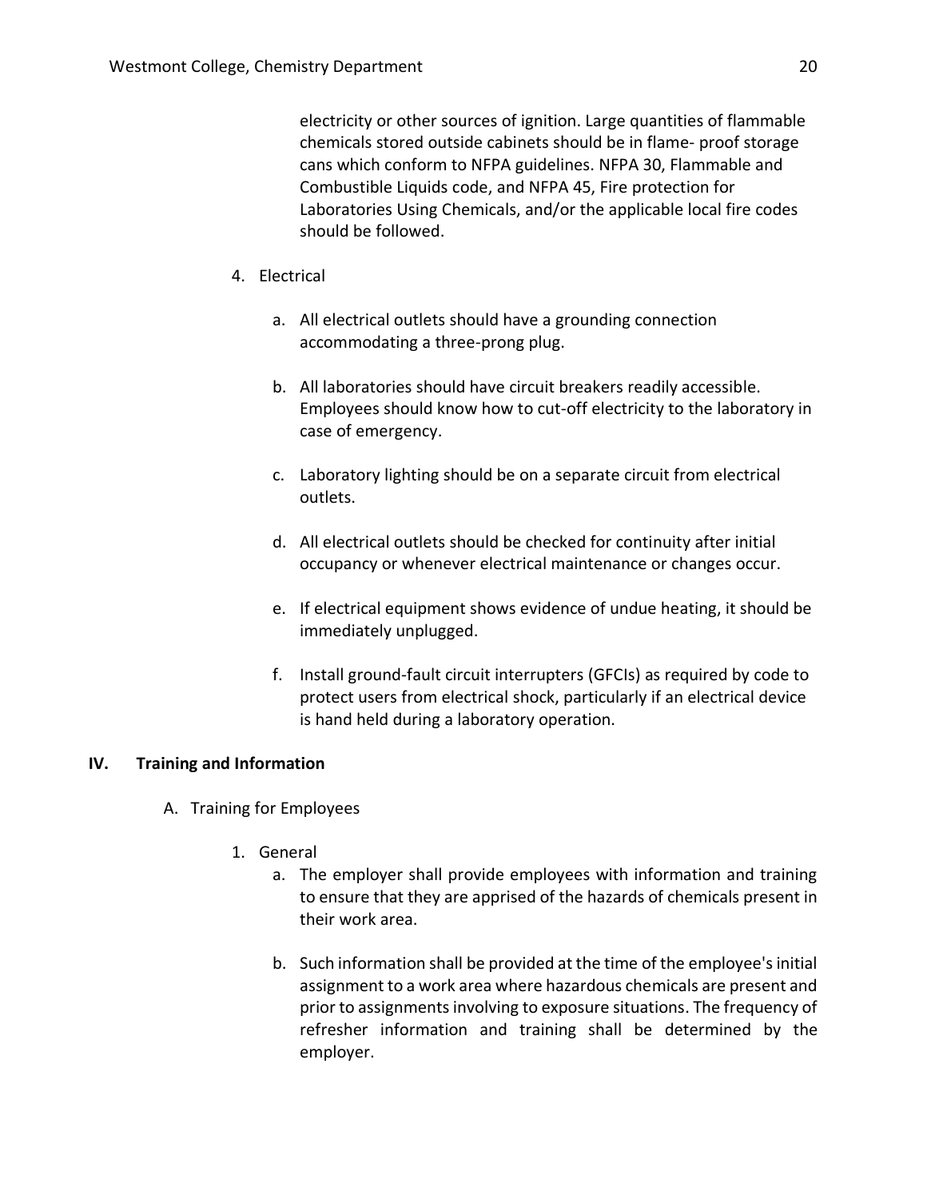electricity or other sources of ignition. Large quantities of flammable chemicals stored outside cabinets should be in flame- proof storage cans which conform to NFPA guidelines. NFPA 30, Flammable and Combustible Liquids code, and NFPA 45, Fire protection for Laboratories Using Chemicals, and/or the applicable local fire codes should be followed.

4. Electrical

   a. All electrical outlets should have a grounding connection accommodating a three-prong plug.

   b. All laboratories should have circuit breakers readily accessible. Employees should know how to cut-off electricity to the laboratory in case of emergency.

   c. Laboratory lighting should be on a separate circuit from electrical outlets.

   d. All electrical outlets should be checked for continuity after initial occupancy or whenever electrical maintenance or changes occur.

   e. If electrical equipment shows evidence of undue heating, it should be immediately unplugged.

   f. Install ground-fault circuit interrupters (GFCIs) as required by code to protect users from electrical shock, particularly if an electrical device is hand held during a laboratory operation.

## IV. Training and Information

### A. Training for Employees

1. General

   a. The employer shall provide employees with information and training to ensure that they are apprised of the hazards of chemicals present in their work area.

   b. Such information shall be provided at the time of the employee's initial assignment to a work area where hazardous chemicals are present and prior to assignments involving to exposure situations. The frequency of refresher information and training shall be determined by the employer.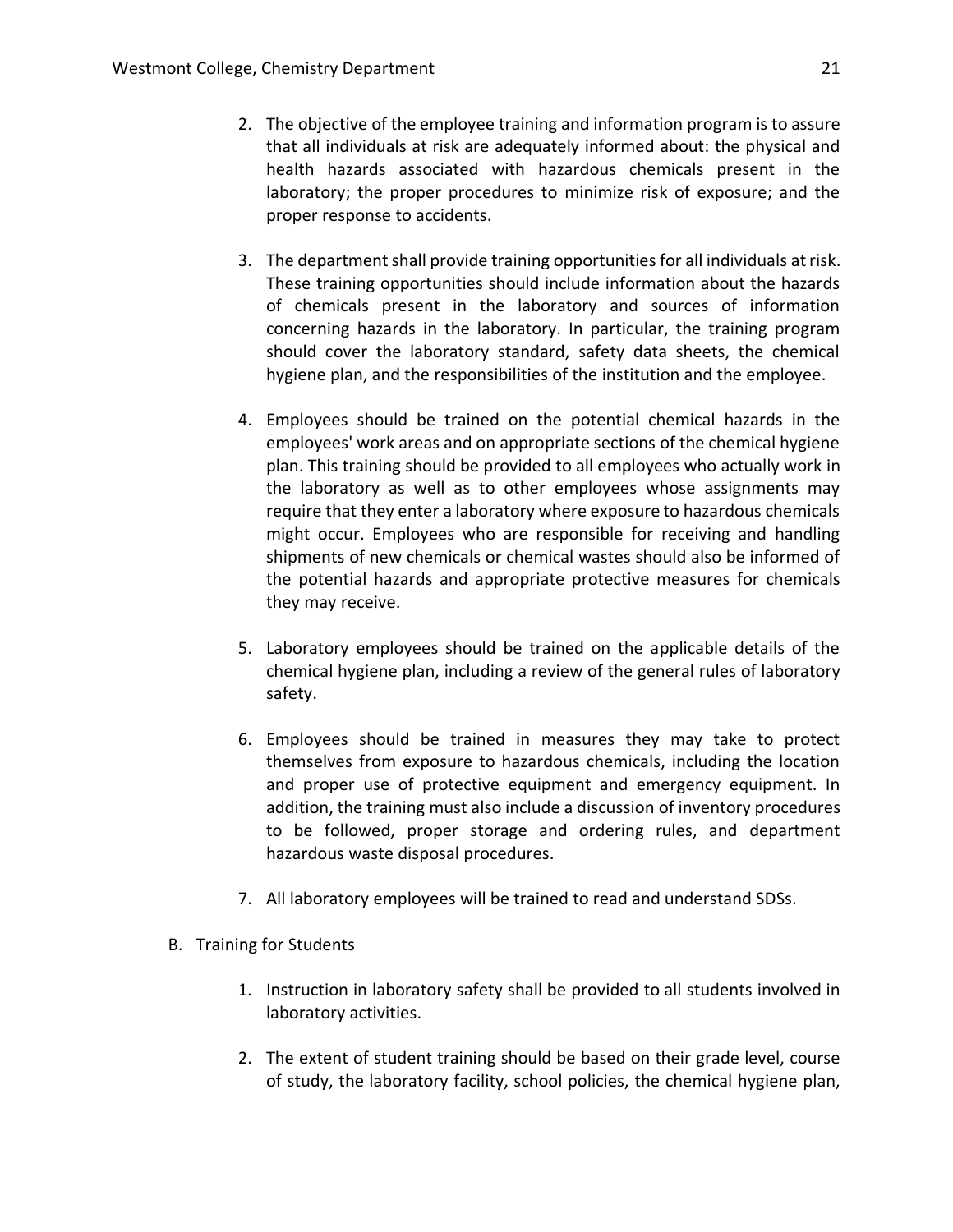2. The objective of the employee training and information program is to assure that all individuals at risk are adequately informed about: the physical and health hazards associated with hazardous chemicals present in the laboratory; the proper procedures to minimize risk of exposure; and the proper response to accidents.

3. The department shall provide training opportunities for all individuals at risk. These training opportunities should include information about the hazards of chemicals present in the laboratory and sources of information concerning hazards in the laboratory. In particular, the training program should cover the laboratory standard, safety data sheets, the chemical hygiene plan, and the responsibilities of the institution and the employee.

4. Employees should be trained on the potential chemical hazards in the employees' work areas and on appropriate sections of the chemical hygiene plan. This training should be provided to all employees who actually work in the laboratory as well as to other employees whose assignments may require that they enter a laboratory where exposure to hazardous chemicals might occur. Employees who are responsible for receiving and handling shipments of new chemicals or chemical wastes should also be informed of the potential hazards and appropriate protective measures for chemicals they may receive.

5. Laboratory employees should be trained on the applicable details of the chemical hygiene plan, including a review of the general rules of laboratory safety.

6. Employees should be trained in measures they may take to protect themselves from exposure to hazardous chemicals, including the location and proper use of protective equipment and emergency equipment. In addition, the training must also include a discussion of inventory procedures to be followed, proper storage and ordering rules, and department hazardous waste disposal procedures.

7. All laboratory employees will be trained to read and understand SDSs.

B. Training for Students

1. Instruction in laboratory safety shall be provided to all students involved in laboratory activities.

2. The extent of student training should be based on their grade level, course of study, the laboratory facility, school policies, the chemical hygiene plan,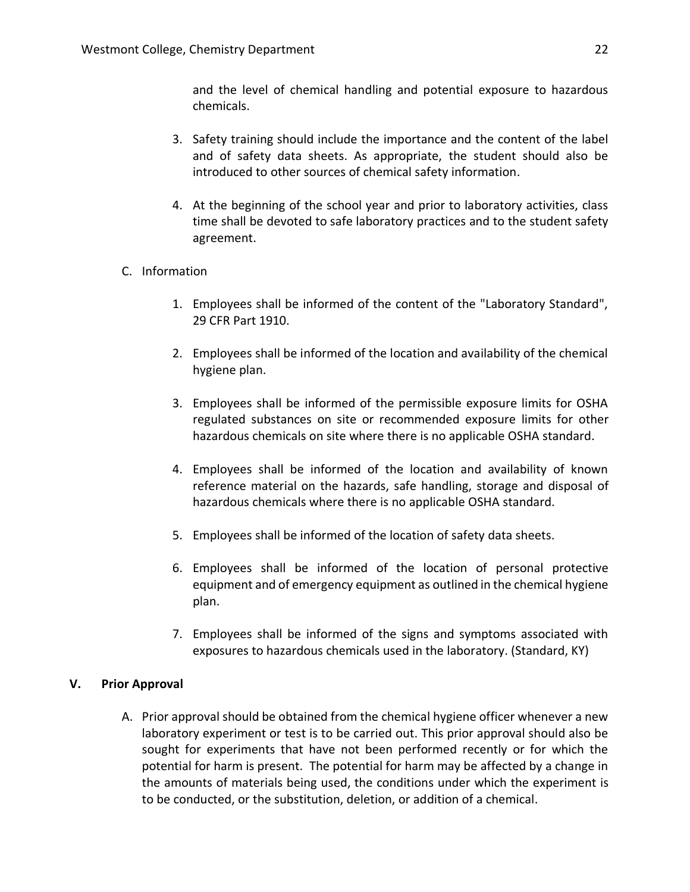and the level of chemical handling and potential exposure to hazardous chemicals.

3. Safety training should include the importance and the content of the label and of safety data sheets. As appropriate, the student should also be introduced to other sources of chemical safety information.

4. At the beginning of the school year and prior to laboratory activities, class time shall be devoted to safe laboratory practices and to the student safety agreement.

C. Information

1. Employees shall be informed of the content of the "Laboratory Standard", 29 CFR Part 1910.

2. Employees shall be informed of the location and availability of the chemical hygiene plan.

3. Employees shall be informed of the permissible exposure limits for OSHA regulated substances on site or recommended exposure limits for other hazardous chemicals on site where there is no applicable OSHA standard.

4. Employees shall be informed of the location and availability of known reference material on the hazards, safe handling, storage and disposal of hazardous chemicals where there is no applicable OSHA standard.

5. Employees shall be informed of the location of safety data sheets.

6. Employees shall be informed of the location of personal protective equipment and of emergency equipment as outlined in the chemical hygiene plan.

7. Employees shall be informed of the signs and symptoms associated with exposures to hazardous chemicals used in the laboratory. (Standard, KY)

## V. Prior Approval

A. Prior approval should be obtained from the chemical hygiene officer whenever a new laboratory experiment or test is to be carried out. This prior approval should also be sought for experiments that have not been performed recently or for which the potential for harm is present. The potential for harm may be affected by a change in the amounts of materials being used, the conditions under which the experiment is to be conducted, or the substitution, deletion, or addition of a chemical.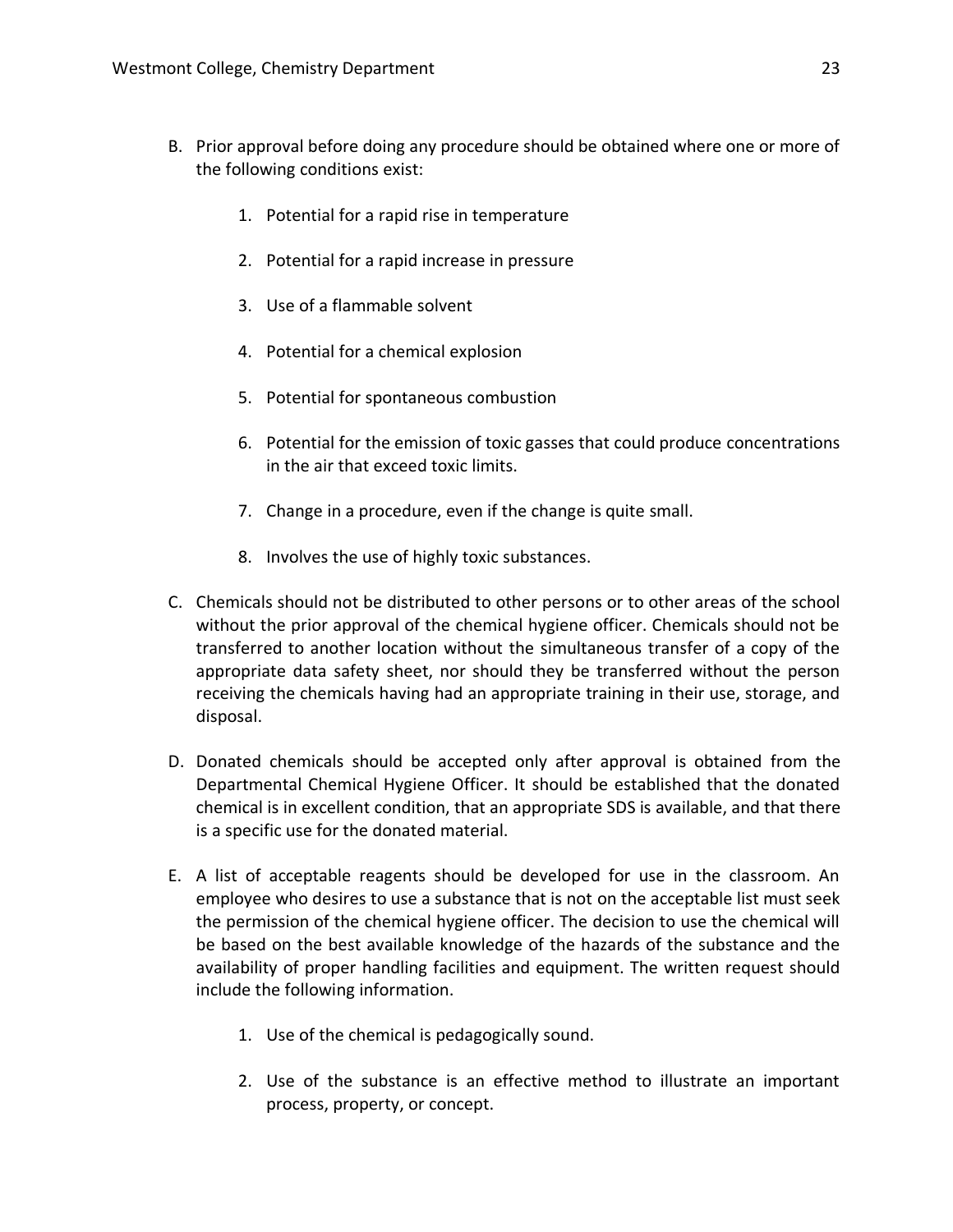B. Prior approval before doing any procedure should be obtained where one or more of the following conditions exist:

    1. Potential for a rapid rise in temperature

    2. Potential for a rapid increase in pressure

    3. Use of a flammable solvent

    4. Potential for a chemical explosion

    5. Potential for spontaneous combustion

    6. Potential for the emission of toxic gasses that could produce concentrations in the air that exceed toxic limits.

    7. Change in a procedure, even if the change is quite small.

    8. Involves the use of highly toxic substances.

C. Chemicals should not be distributed to other persons or to other areas of the school without the prior approval of the chemical hygiene officer. Chemicals should not be transferred to another location without the simultaneous transfer of a copy of the appropriate data safety sheet, nor should they be transferred without the person receiving the chemicals having had an appropriate training in their use, storage, and disposal.

D. Donated chemicals should be accepted only after approval is obtained from the Departmental Chemical Hygiene Officer. It should be established that the donated chemical is in excellent condition, that an appropriate SDS is available, and that there is a specific use for the donated material.

E. A list of acceptable reagents should be developed for use in the classroom. An employee who desires to use a substance that is not on the acceptable list must seek the permission of the chemical hygiene officer. The decision to use the chemical will be based on the best available knowledge of the hazards of the substance and the availability of proper handling facilities and equipment. The written request should include the following information.

    1. Use of the chemical is pedagogically sound.

    2. Use of the substance is an effective method to illustrate an important process, property, or concept.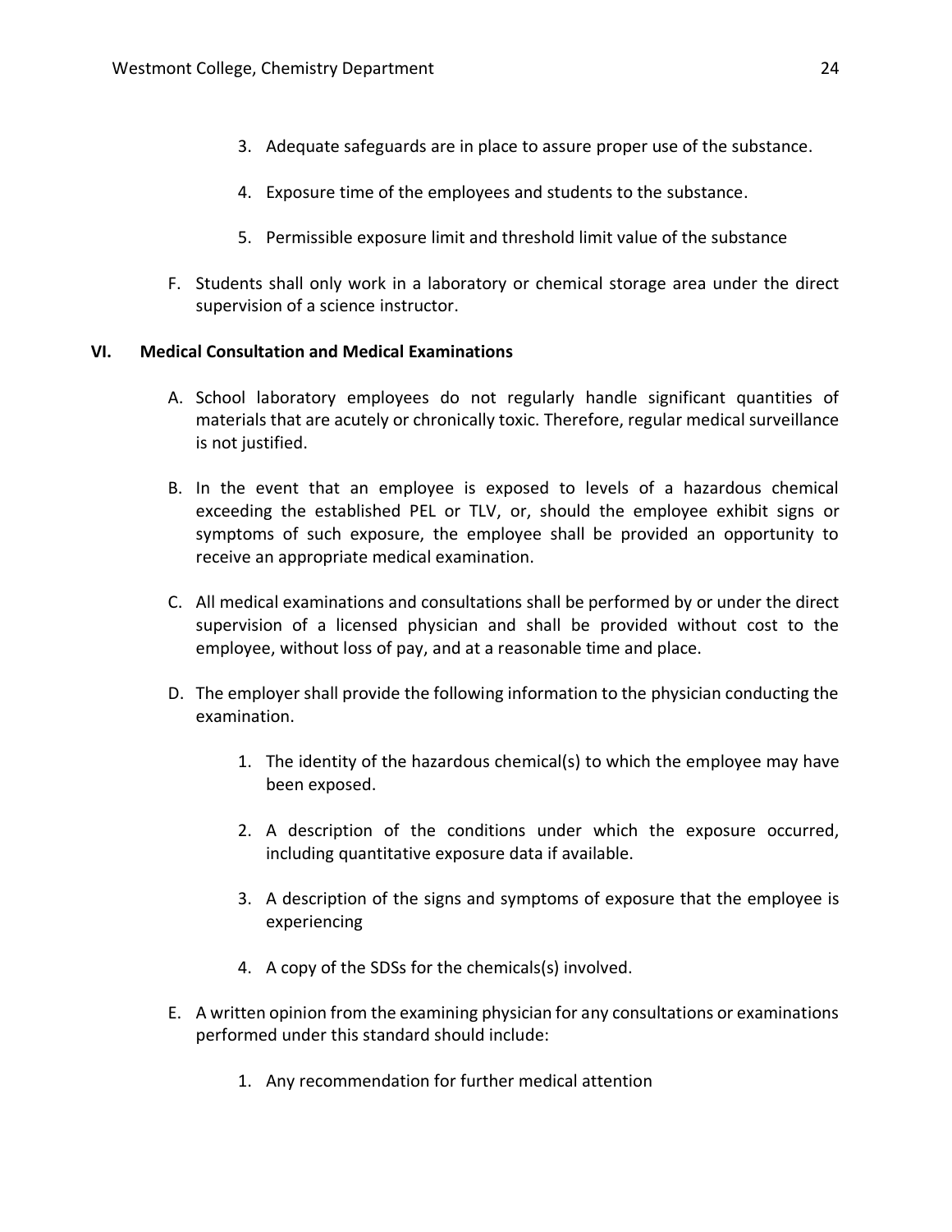3. Adequate safeguards are in place to assure proper use of the substance.

4. Exposure time of the employees and students to the substance.

5. Permissible exposure limit and threshold limit value of the substance

F. Students shall only work in a laboratory or chemical storage area under the direct supervision of a science instructor.

## VI. Medical Consultation and Medical Examinations

A. School laboratory employees do not regularly handle significant quantities of materials that are acutely or chronically toxic. Therefore, regular medical surveillance is not justified.

B. In the event that an employee is exposed to levels of a hazardous chemical exceeding the established PEL or TLV, or, should the employee exhibit signs or symptoms of such exposure, the employee shall be provided an opportunity to receive an appropriate medical examination.

C. All medical examinations and consultations shall be performed by or under the direct supervision of a licensed physician and shall be provided without cost to the employee, without loss of pay, and at a reasonable time and place.

D. The employer shall provide the following information to the physician conducting the examination.

1. The identity of the hazardous chemical(s) to which the employee may have been exposed.

2. A description of the conditions under which the exposure occurred, including quantitative exposure data if available.

3. A description of the signs and symptoms of exposure that the employee is experiencing

4. A copy of the SDSs for the chemicals(s) involved.

E. A written opinion from the examining physician for any consultations or examinations performed under this standard should include:

1. Any recommendation for further medical attention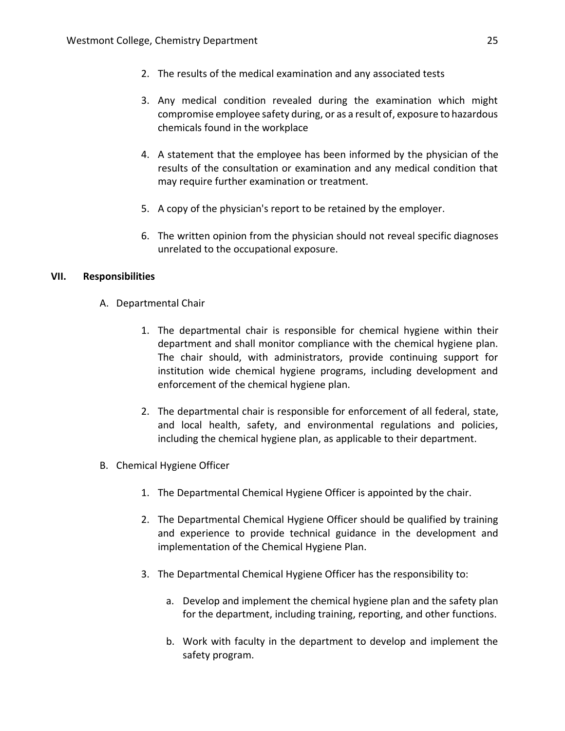2. The results of the medical examination and any associated tests

3. Any medical condition revealed during the examination which might compromise employee safety during, or as a result of, exposure to hazardous chemicals found in the workplace

4. A statement that the employee has been informed by the physician of the results of the consultation or examination and any medical condition that may require further examination or treatment.

5. A copy of the physician's report to be retained by the employer.

6. The written opinion from the physician should not reveal specific diagnoses unrelated to the occupational exposure.

## VII. Responsibilities

A. Departmental Chair

1. The departmental chair is responsible for chemical hygiene within their department and shall monitor compliance with the chemical hygiene plan. The chair should, with administrators, provide continuing support for institution wide chemical hygiene programs, including development and enforcement of the chemical hygiene plan.

2. The departmental chair is responsible for enforcement of all federal, state, and local health, safety, and environmental regulations and policies, including the chemical hygiene plan, as applicable to their department.

B. Chemical Hygiene Officer

1. The Departmental Chemical Hygiene Officer is appointed by the chair.

2. The Departmental Chemical Hygiene Officer should be qualified by training and experience to provide technical guidance in the development and implementation of the Chemical Hygiene Plan.

3. The Departmental Chemical Hygiene Officer has the responsibility to:

   a. Develop and implement the chemical hygiene plan and the safety plan for the department, including training, reporting, and other functions.

   b. Work with faculty in the department to develop and implement the safety program.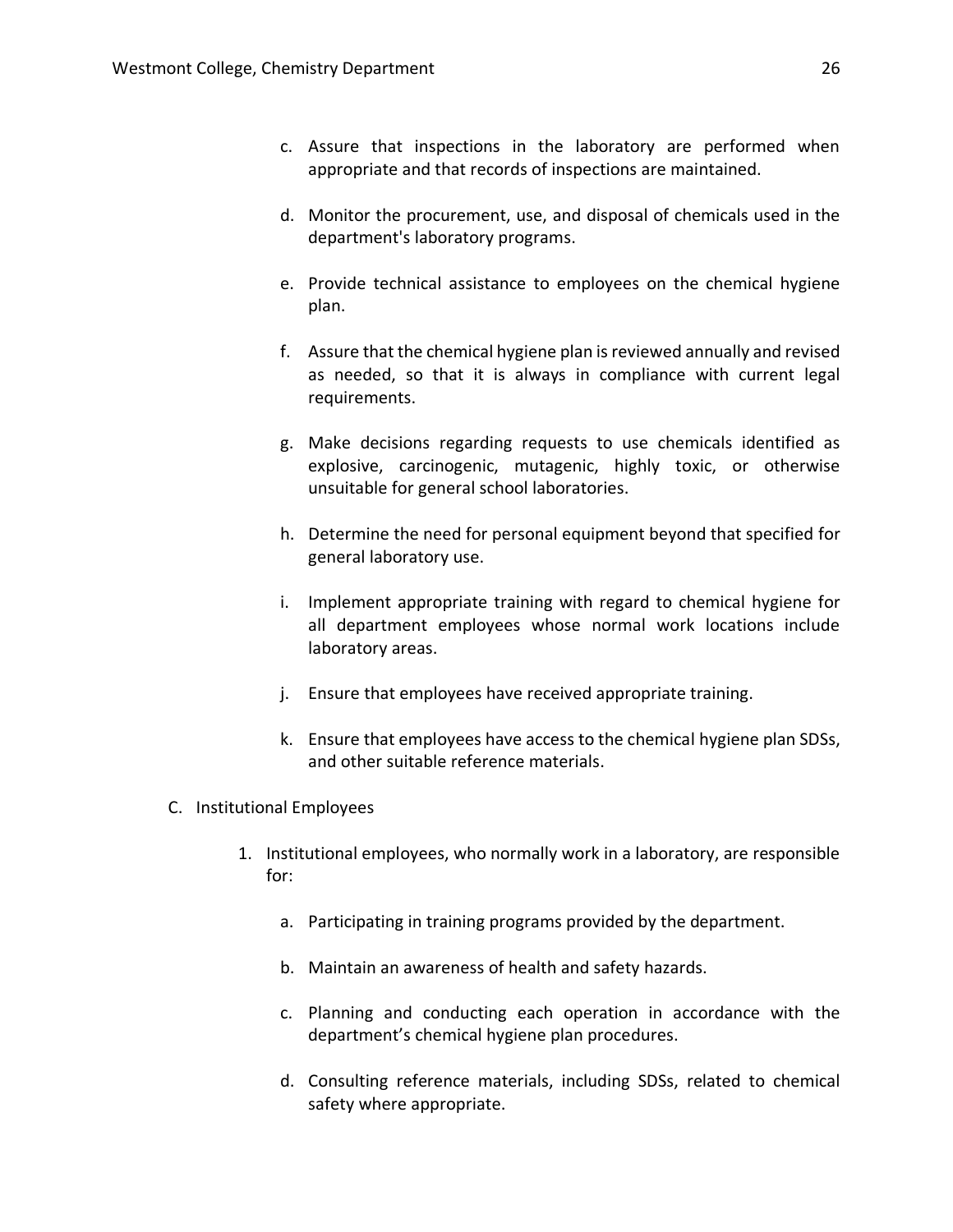c. Assure that inspections in the laboratory are performed when appropriate and that records of inspections are maintained.

d. Monitor the procurement, use, and disposal of chemicals used in the department's laboratory programs.

e. Provide technical assistance to employees on the chemical hygiene plan.

f. Assure that the chemical hygiene plan is reviewed annually and revised as needed, so that it is always in compliance with current legal requirements.

g. Make decisions regarding requests to use chemicals identified as explosive, carcinogenic, mutagenic, highly toxic, or otherwise unsuitable for general school laboratories.

h. Determine the need for personal equipment beyond that specified for general laboratory use.

i. Implement appropriate training with regard to chemical hygiene for all department employees whose normal work locations include laboratory areas.

j. Ensure that employees have received appropriate training.

k. Ensure that employees have access to the chemical hygiene plan SDSs, and other suitable reference materials.

C. Institutional Employees

1. Institutional employees, who normally work in a laboratory, are responsible for:

   a. Participating in training programs provided by the department.

   b. Maintain an awareness of health and safety hazards.

   c. Planning and conducting each operation in accordance with the department's chemical hygiene plan procedures.

   d. Consulting reference materials, including SDSs, related to chemical safety where appropriate.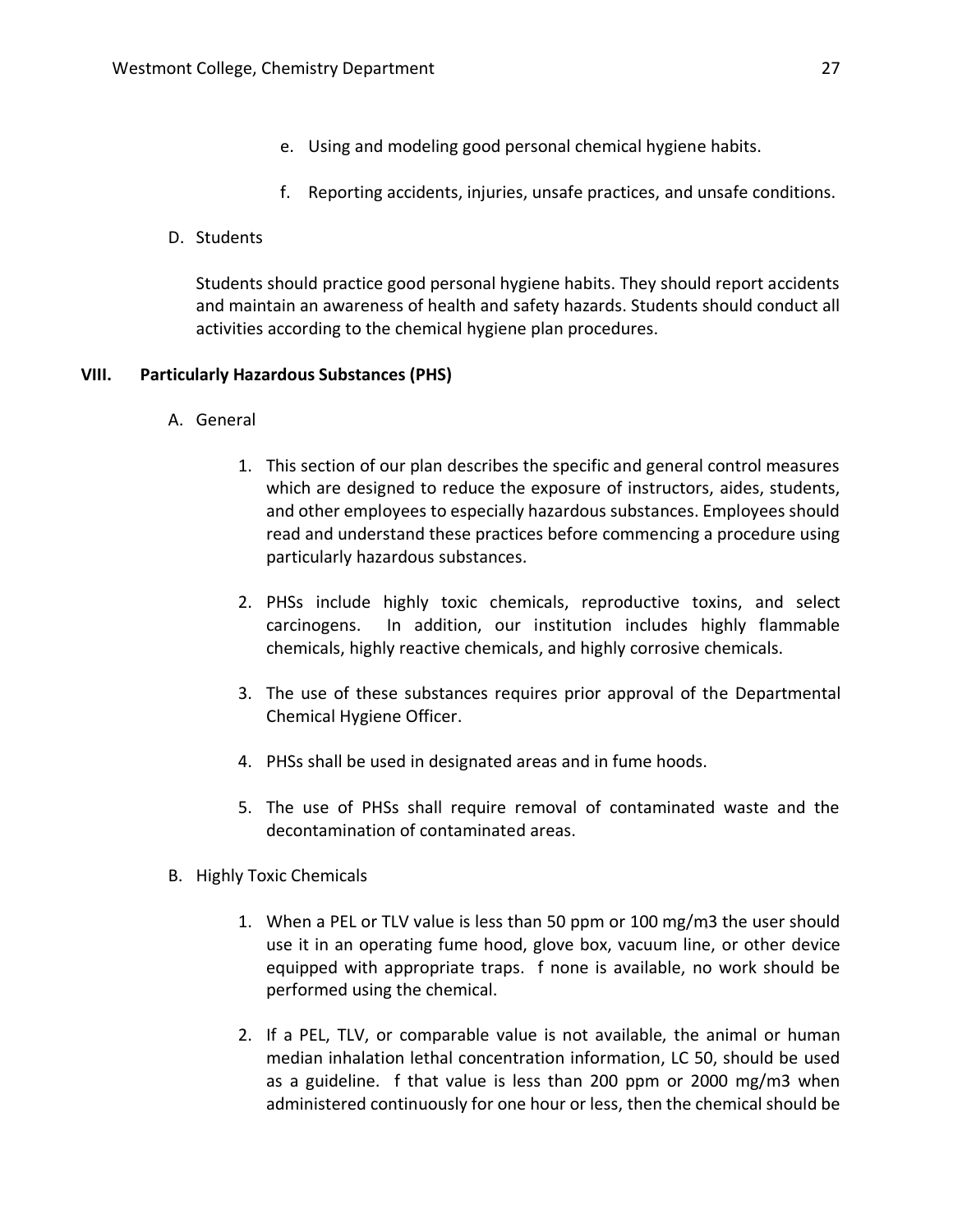e. Using and modeling good personal chemical hygiene habits.

f. Reporting accidents, injuries, unsafe practices, and unsafe conditions.

D. Students

Students should practice good personal hygiene habits. They should report accidents and maintain an awareness of health and safety hazards. Students should conduct all activities according to the chemical hygiene plan procedures.

## VIII. Particularly Hazardous Substances (PHS)

A. General

1. This section of our plan describes the specific and general control measures which are designed to reduce the exposure of instructors, aides, students, and other employees to especially hazardous substances. Employees should read and understand these practices before commencing a procedure using particularly hazardous substances.

2. PHSs include highly toxic chemicals, reproductive toxins, and select carcinogens. In addition, our institution includes highly flammable chemicals, highly reactive chemicals, and highly corrosive chemicals.

3. The use of these substances requires prior approval of the Departmental Chemical Hygiene Officer.

4. PHSs shall be used in designated areas and in fume hoods.

5. The use of PHSs shall require removal of contaminated waste and the decontamination of contaminated areas.

B. Highly Toxic Chemicals

1. When a PEL or TLV value is less than 50 ppm or 100 mg/m3 the user should use it in an operating fume hood, glove box, vacuum line, or other device equipped with appropriate traps. f none is available, no work should be performed using the chemical.

2. If a PEL, TLV, or comparable value is not available, the animal or human median inhalation lethal concentration information, LC 50, should be used as a guideline. f that value is less than 200 ppm or 2000 mg/m3 when administered continuously for one hour or less, then the chemical should be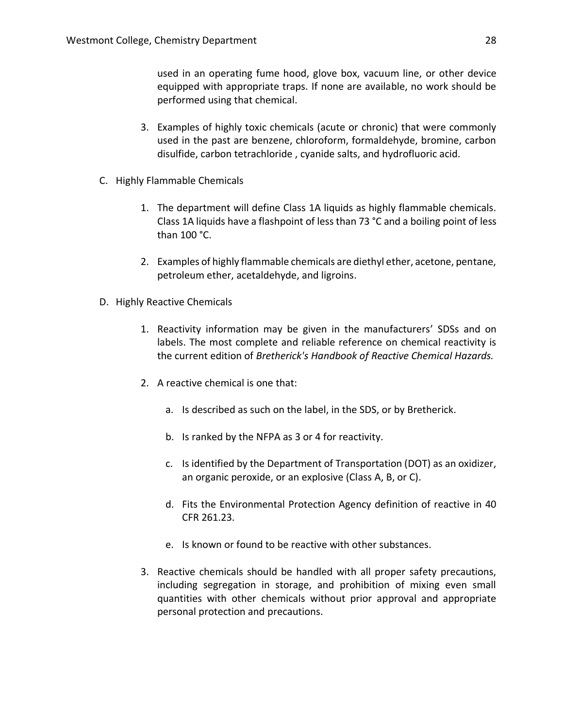used in an operating fume hood, glove box, vacuum line, or other device equipped with appropriate traps. If none are available, no work should be performed using that chemical.

3. Examples of highly toxic chemicals (acute or chronic) that were commonly used in the past are benzene, chloroform, formaldehyde, bromine, carbon disulfide, carbon tetrachloride , cyanide salts, and hydrofluoric acid.

C. Highly Flammable Chemicals

1. The department will define Class 1A liquids as highly flammable chemicals. Class 1A liquids have a flashpoint of less than 73 °C and a boiling point of less than 100 °C.

2. Examples of highly flammable chemicals are diethyl ether, acetone, pentane, petroleum ether, acetaldehyde, and ligroins.

D. Highly Reactive Chemicals

1. Reactivity information may be given in the manufacturers' SDSs and on labels. The most complete and reliable reference on chemical reactivity is the current edition of *Bretherick's Handbook of Reactive Chemical Hazards.*

2. A reactive chemical is one that:

   a. Is described as such on the label, in the SDS, or by Bretherick.

   b. Is ranked by the NFPA as 3 or 4 for reactivity.

   c. Is identified by the Department of Transportation (DOT) as an oxidizer, an organic peroxide, or an explosive (Class A, B, or C).

   d. Fits the Environmental Protection Agency definition of reactive in 40 CFR 261.23.

   e. Is known or found to be reactive with other substances.

3. Reactive chemicals should be handled with all proper safety precautions, including segregation in storage, and prohibition of mixing even small quantities with other chemicals without prior approval and appropriate personal protection and precautions.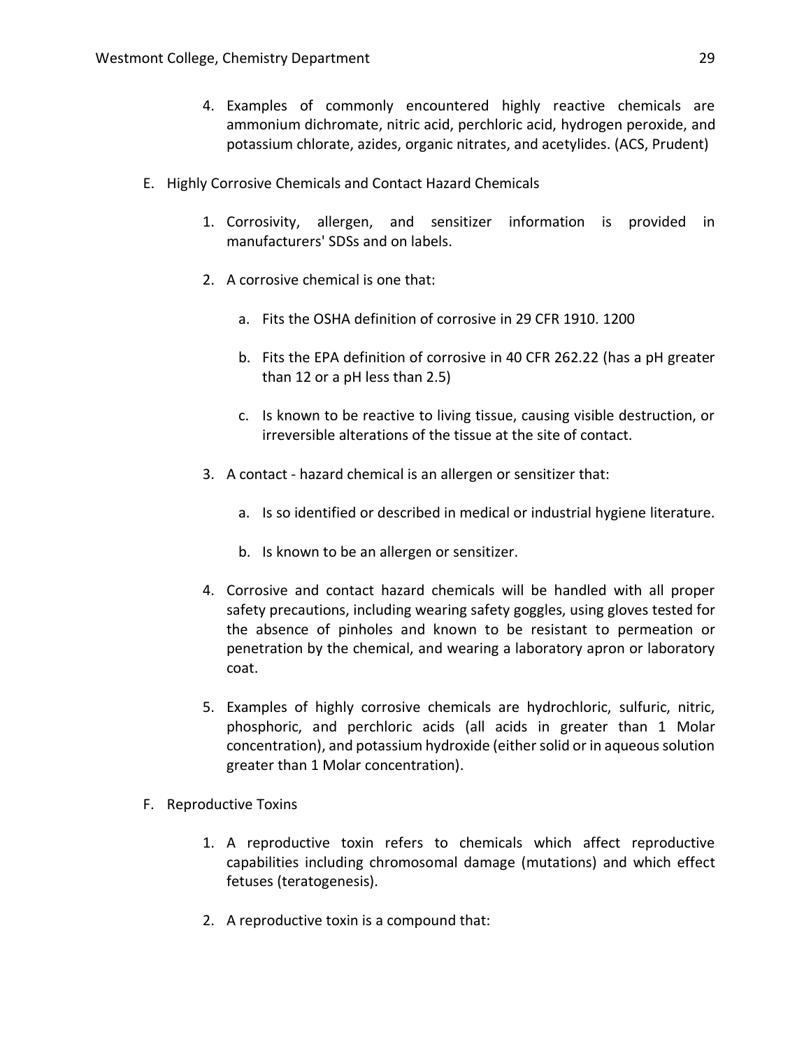4. Examples of commonly encountered highly reactive chemicals are ammonium dichromate, nitric acid, perchloric acid, hydrogen peroxide, and potassium chlorate, azides, organic nitrates, and acetylides. (ACS, Prudent)

E. Highly Corrosive Chemicals and Contact Hazard Chemicals

1. Corrosivity, allergen, and sensitizer information is provided in manufacturers' SDSs and on labels.

2. A corrosive chemical is one that:

   a. Fits the OSHA definition of corrosive in 29 CFR 1910. 1200

   b. Fits the EPA definition of corrosive in 40 CFR 262.22 (has a pH greater than 12 or a pH less than 2.5)

   c. Is known to be reactive to living tissue, causing visible destruction, or irreversible alterations of the tissue at the site of contact.

3. A contact - hazard chemical is an allergen or sensitizer that:

   a. Is so identified or described in medical or industrial hygiene literature.

   b. Is known to be an allergen or sensitizer.

4. Corrosive and contact hazard chemicals will be handled with all proper safety precautions, including wearing safety goggles, using gloves tested for the absence of pinholes and known to be resistant to permeation or penetration by the chemical, and wearing a laboratory apron or laboratory coat.

5. Examples of highly corrosive chemicals are hydrochloric, sulfuric, nitric, phosphoric, and perchloric acids (all acids in greater than 1 Molar concentration), and potassium hydroxide (either solid or in aqueous solution greater than 1 Molar concentration).

F. Reproductive Toxins

1. A reproductive toxin refers to chemicals which affect reproductive capabilities including chromosomal damage (mutations) and which effect fetuses (teratogenesis).

2. A reproductive toxin is a compound that: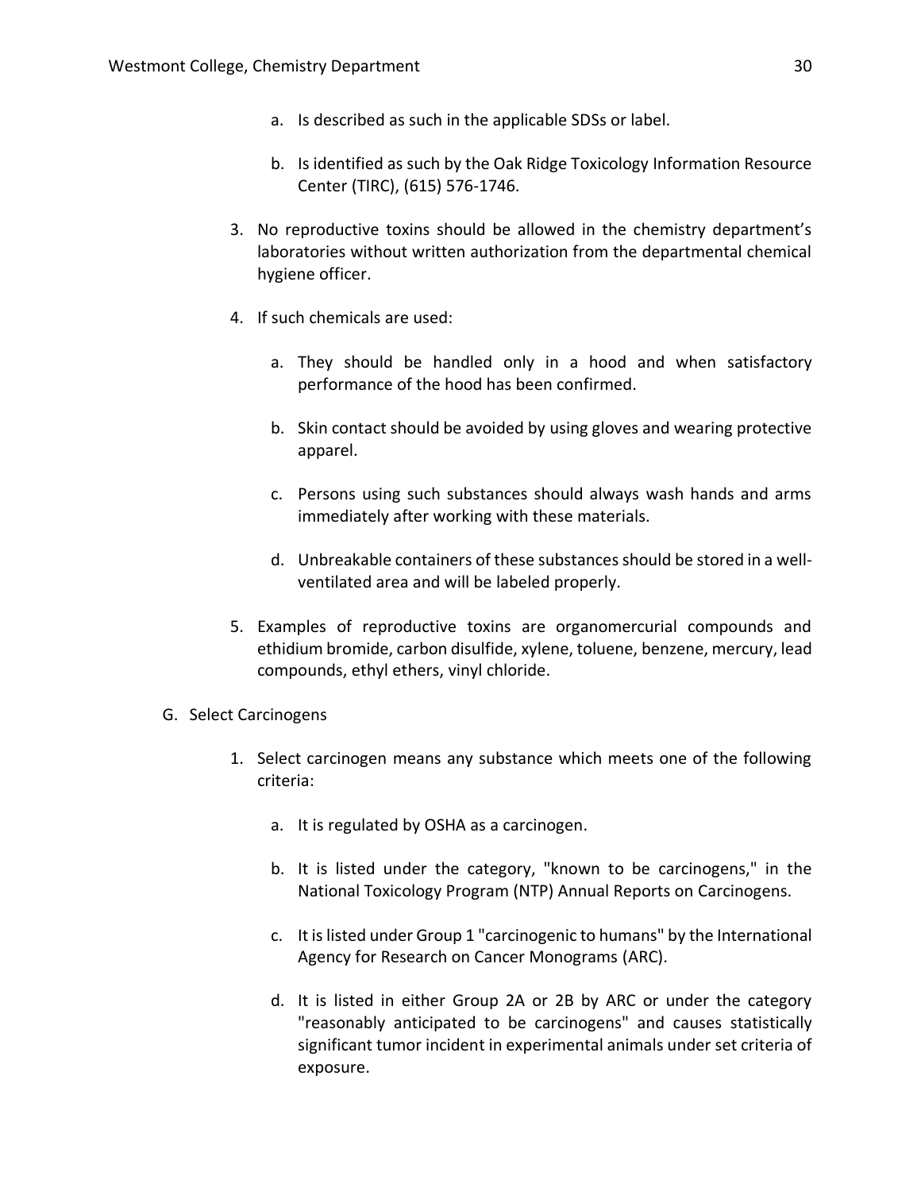a. Is described as such in the applicable SDSs or label.

   b. Is identified as such by the Oak Ridge Toxicology Information Resource Center (TIRC), (615) 576-1746.

3. No reproductive toxins should be allowed in the chemistry department's laboratories without written authorization from the departmental chemical hygiene officer.

4. If such chemicals are used:

   a. They should be handled only in a hood and when satisfactory performance of the hood has been confirmed.

   b. Skin contact should be avoided by using gloves and wearing protective apparel.

   c. Persons using such substances should always wash hands and arms immediately after working with these materials.

   d. Unbreakable containers of these substances should be stored in a well-ventilated area and will be labeled properly.

5. Examples of reproductive toxins are organomercurial compounds and ethidium bromide, carbon disulfide, xylene, toluene, benzene, mercury, lead compounds, ethyl ethers, vinyl chloride.

G. Select Carcinogens

1. Select carcinogen means any substance which meets one of the following criteria:

   a. It is regulated by OSHA as a carcinogen.

   b. It is listed under the category, "known to be carcinogens," in the National Toxicology Program (NTP) Annual Reports on Carcinogens.

   c. It is listed under Group 1 "carcinogenic to humans" by the International Agency for Research on Cancer Monograms (ARC).

   d. It is listed in either Group 2A or 2B by ARC or under the category "reasonably anticipated to be carcinogens" and causes statistically significant tumor incident in experimental animals under set criteria of exposure.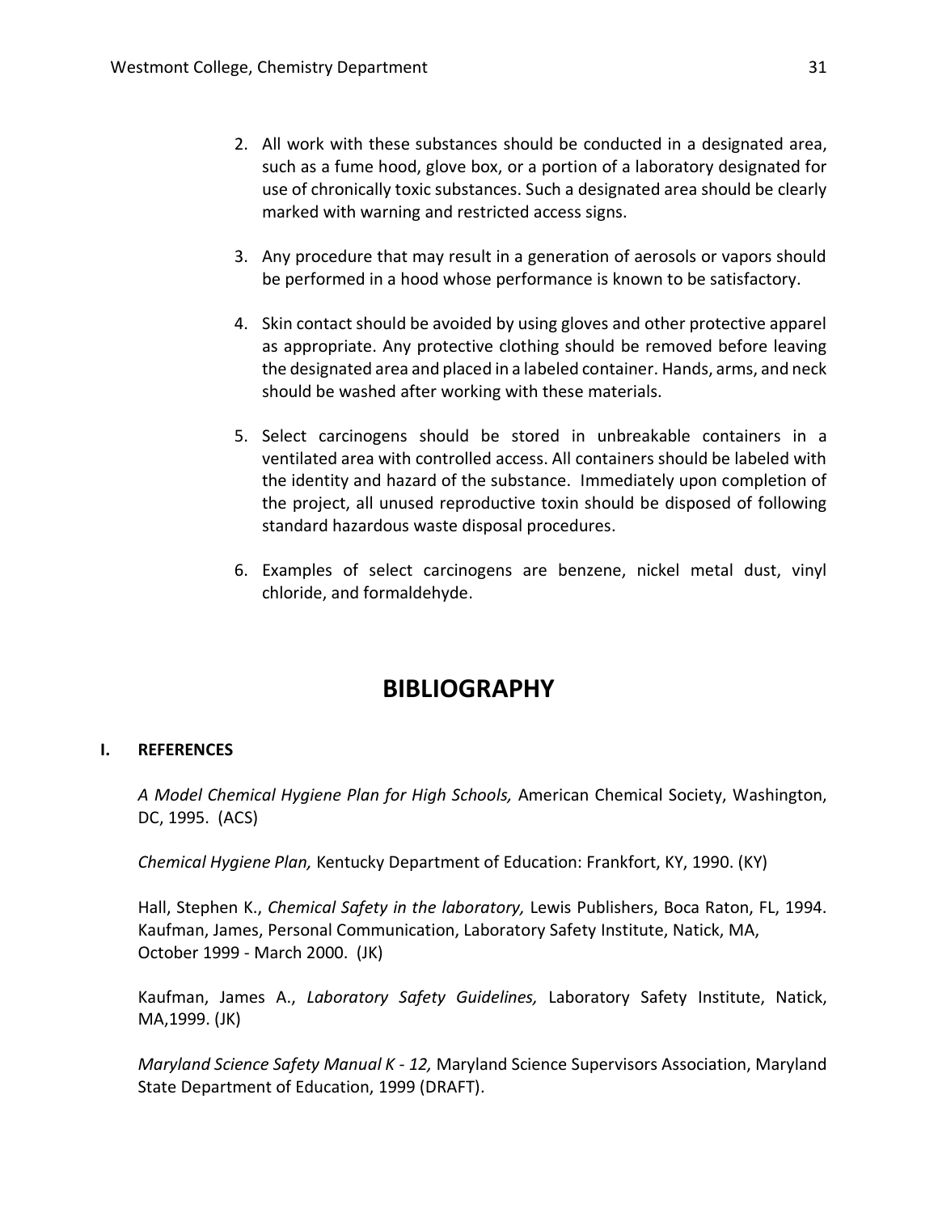2. All work with these substances should be conducted in a designated area, such as a fume hood, glove box, or a portion of a laboratory designated for use of chronically toxic substances. Such a designated area should be clearly marked with warning and restricted access signs.

3. Any procedure that may result in a generation of aerosols or vapors should be performed in a hood whose performance is known to be satisfactory.

4. Skin contact should be avoided by using gloves and other protective apparel as appropriate. Any protective clothing should be removed before leaving the designated area and placed in a labeled container. Hands, arms, and neck should be washed after working with these materials.

5. Select carcinogens should be stored in unbreakable containers in a ventilated area with controlled access. All containers should be labeled with the identity and hazard of the substance. Immediately upon completion of the project, all unused reproductive toxin should be disposed of following standard hazardous waste disposal procedures.

6. Examples of select carcinogens are benzene, nickel metal dust, vinyl chloride, and formaldehyde.

# BIBLIOGRAPHY

## I. REFERENCES

*A Model Chemical Hygiene Plan for High Schools,* American Chemical Society, Washington, DC, 1995. (ACS)

*Chemical Hygiene Plan,* Kentucky Department of Education: Frankfort, KY, 1990. (KY)

Hall, Stephen K., *Chemical Safety in the laboratory,* Lewis Publishers, Boca Raton, FL, 1994.
Kaufman, James, Personal Communication, Laboratory Safety Institute, Natick, MA, October 1999 - March 2000. (JK)

Kaufman, James A., *Laboratory Safety Guidelines,* Laboratory Safety Institute, Natick, MA,1999. (JK)

*Maryland Science Safety Manual K - 12,* Maryland Science Supervisors Association, Maryland State Department of Education, 1999 (DRAFT).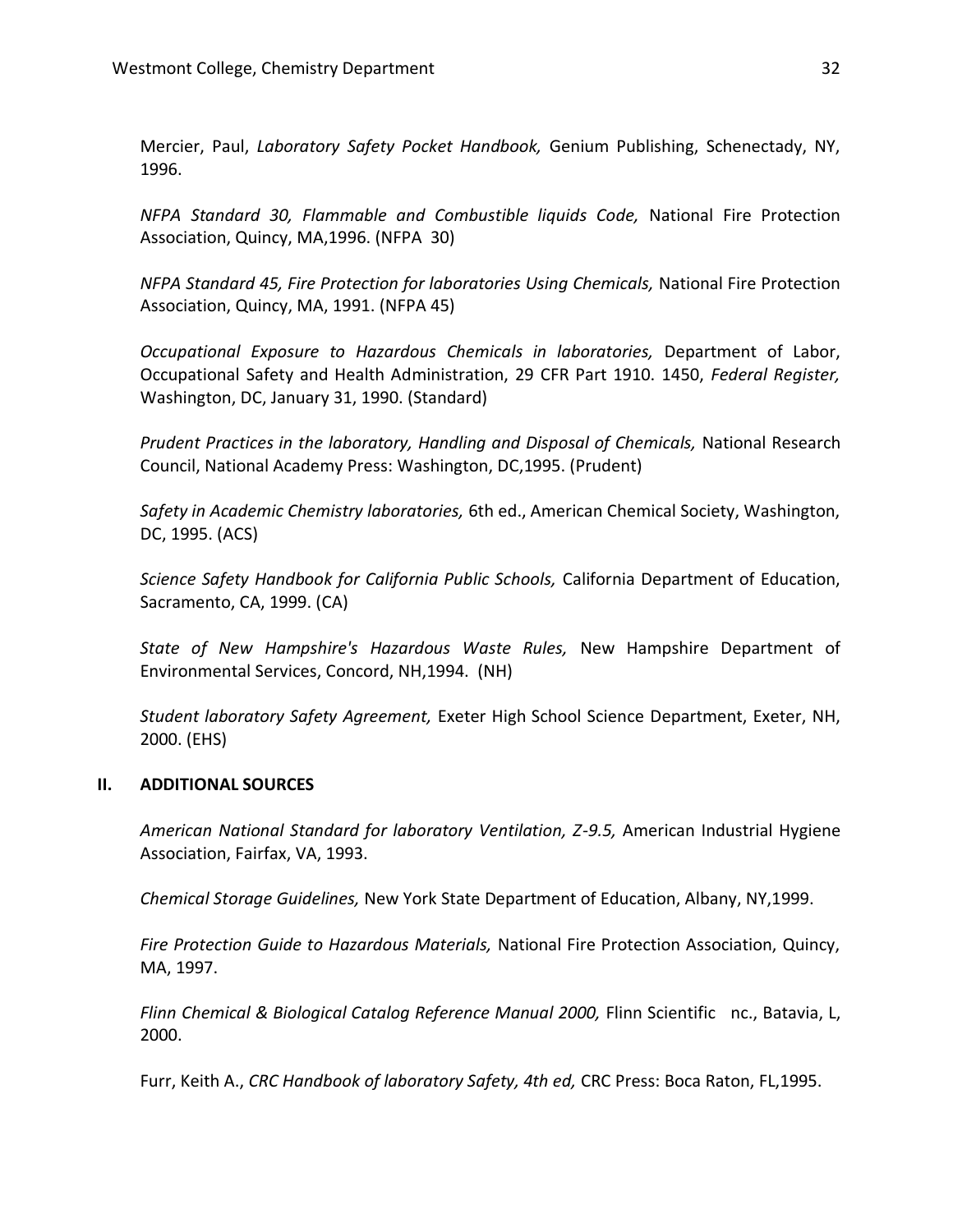Mercier, Paul, *Laboratory Safety Pocket Handbook,* Genium Publishing, Schenectady, NY, 1996.

*NFPA Standard 30, Flammable and Combustible liquids Code,* National Fire Protection Association, Quincy, MA,1996. (NFPA 30)

*NFPA Standard 45, Fire Protection for laboratories Using Chemicals,* National Fire Protection Association, Quincy, MA, 1991. (NFPA 45)

*Occupational Exposure to Hazardous Chemicals in laboratories,* Department of Labor, Occupational Safety and Health Administration, 29 CFR Part 1910. 1450, *Federal Register,* Washington, DC, January 31, 1990. (Standard)

*Prudent Practices in the laboratory, Handling and Disposal of Chemicals,* National Research Council, National Academy Press: Washington, DC,1995. (Prudent)

*Safety in Academic Chemistry laboratories,* 6th ed., American Chemical Society, Washington, DC, 1995. (ACS)

*Science Safety Handbook for California Public Schools,* California Department of Education, Sacramento, CA, 1999. (CA)

*State of New Hampshire's Hazardous Waste Rules,* New Hampshire Department of Environmental Services, Concord, NH,1994. (NH)

*Student laboratory Safety Agreement,* Exeter High School Science Department, Exeter, NH, 2000. (EHS)

## II. ADDITIONAL SOURCES

*American National Standard for laboratory Ventilation, Z-9.5,* American Industrial Hygiene Association, Fairfax, VA, 1993.

*Chemical Storage Guidelines,* New York State Department of Education, Albany, NY,1999.

*Fire Protection Guide to Hazardous Materials,* National Fire Protection Association, Quincy, MA, 1997.

*Flinn Chemical & Biological Catalog Reference Manual 2000,* Flinn Scientific nc., Batavia, L, 2000.

Furr, Keith A., *CRC Handbook of laboratory Safety, 4th ed,* CRC Press: Boca Raton, FL,1995.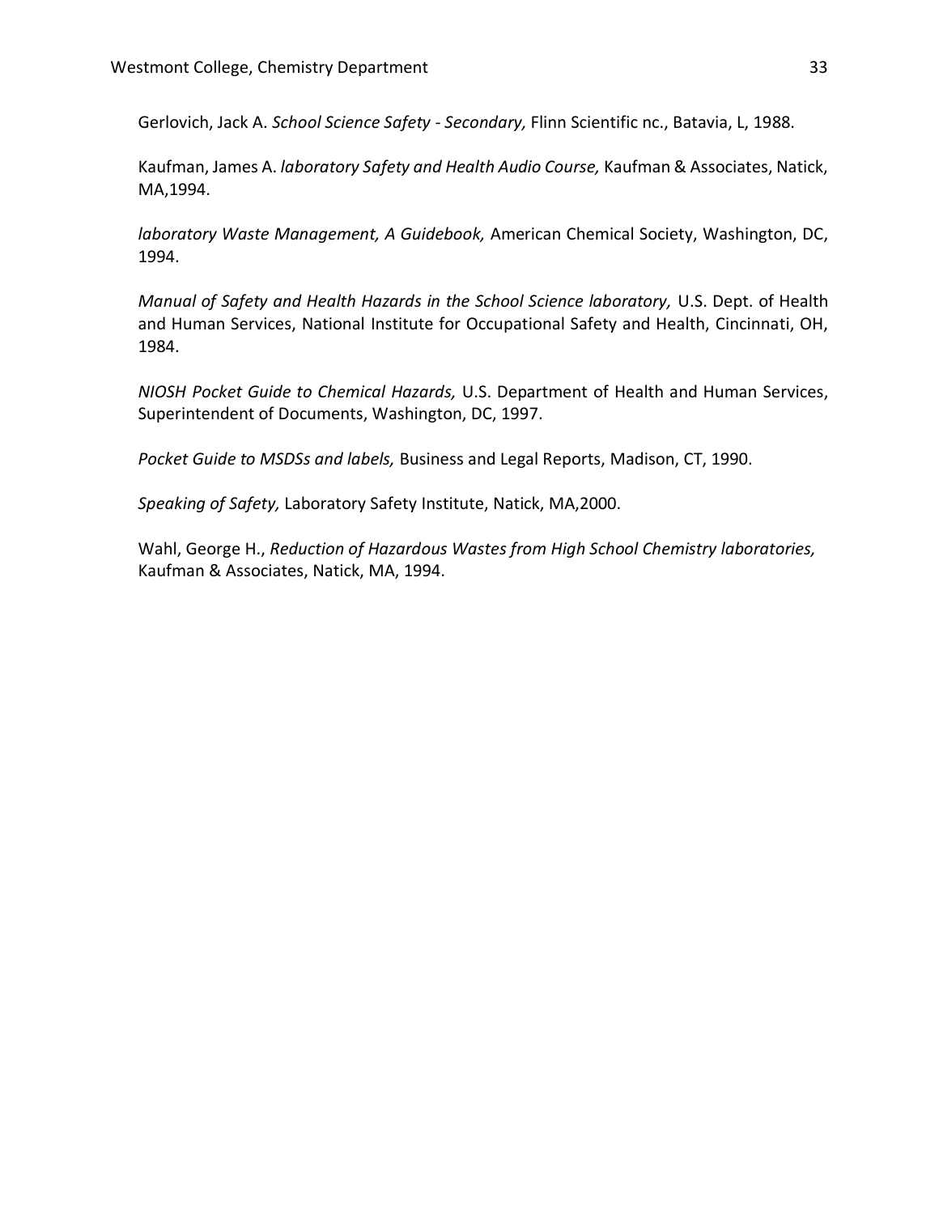Gerlovich, Jack A. *School Science Safety - Secondary,* Flinn Scientific nc., Batavia, L, 1988.

Kaufman, James A. *laboratory Safety and Health Audio Course,* Kaufman & Associates, Natick, MA,1994.

*laboratory Waste Management, A Guidebook,* American Chemical Society, Washington, DC, 1994.

*Manual of Safety and Health Hazards in the School Science laboratory,* U.S. Dept. of Health and Human Services, National Institute for Occupational Safety and Health, Cincinnati, OH, 1984.

*NIOSH Pocket Guide to Chemical Hazards,* U.S. Department of Health and Human Services, Superintendent of Documents, Washington, DC, 1997.

*Pocket Guide to MSDSs and labels,* Business and Legal Reports, Madison, CT, 1990.

*Speaking of Safety,* Laboratory Safety Institute, Natick, MA,2000.

Wahl, George H., *Reduction of Hazardous Wastes from High School Chemistry laboratories,* Kaufman & Associates, Natick, MA, 1994.